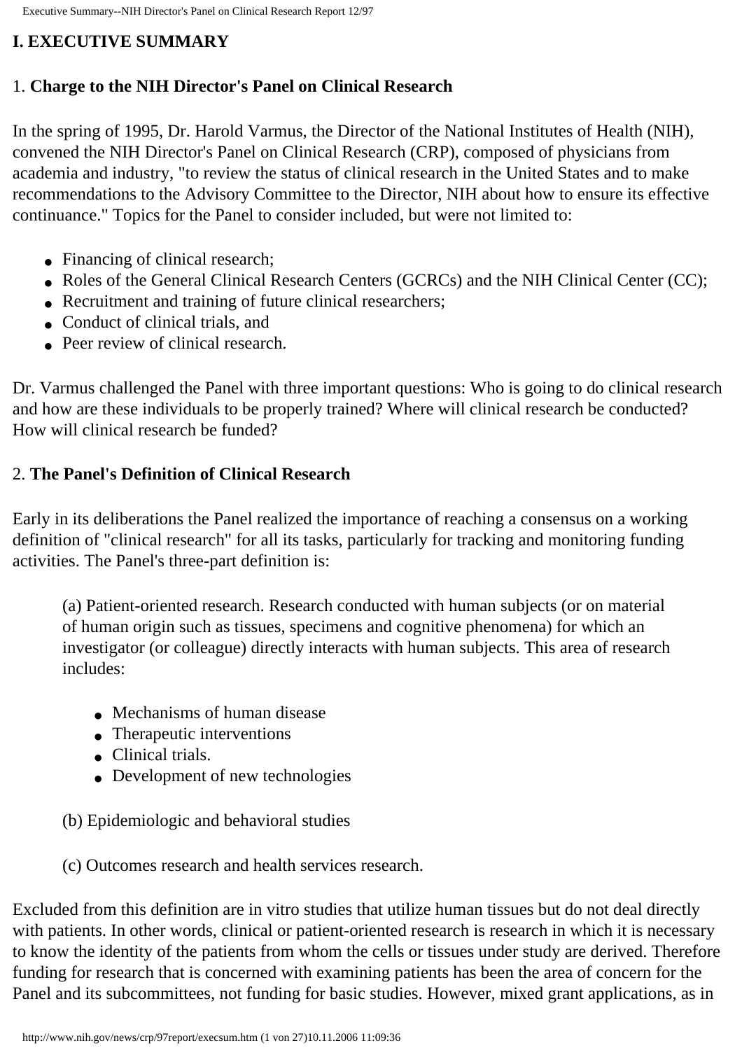# I. EXECUTIVE SUMMARY

## 1. **Charge to the NIH Director's Panel on Clinical Research**

In the spring of 1995, Dr. Harold Varmus, the Director of the National Institutes of Health (NIH), convened the NIH Director's Panel on Clinical Research (CRP), composed of physicians from academia and industry, "to review the status of clinical research in the United States and to make recommendations to the Advisory Committee to the Director, NIH about how to ensure its effective continuance." Topics for the Panel to consider included, but were not limited to:

- Financing of clinical research;
- Roles of the General Clinical Research Centers (GCRCs) and the NIH Clinical Center (CC);
- Recruitment and training of future clinical researchers;
- Conduct of clinical trials, and
- Peer review of clinical research.

Dr. Varmus challenged the Panel with three important questions: Who is going to do clinical research and how are these individuals to be properly trained? Where will clinical research be conducted? How will clinical research be funded?

## 2. **The Panel's Definition of Clinical Research**

Early in its deliberations the Panel realized the importance of reaching a consensus on a working definition of "clinical research" for all its tasks, particularly for tracking and monitoring funding activities. The Panel's three-part definition is:

> (a) Patient-oriented research. Research conducted with human subjects (or on material of human origin such as tissues, specimens and cognitive phenomena) for which an investigator (or colleague) directly interacts with human subjects. This area of research includes:
>
> - Mechanisms of human disease
> - Therapeutic interventions
> - Clinical trials.
> - Development of new technologies
>
> (b) Epidemiologic and behavioral studies
>
> (c) Outcomes research and health services research.

Excluded from this definition are in vitro studies that utilize human tissues but do not deal directly with patients. In other words, clinical or patient-oriented research is research in which it is necessary to know the identity of the patients from whom the cells or tissues under study are derived. Therefore funding for research that is concerned with examining patients has been the area of concern for the Panel and its subcommittees, not funding for basic studies. However, mixed grant applications, as in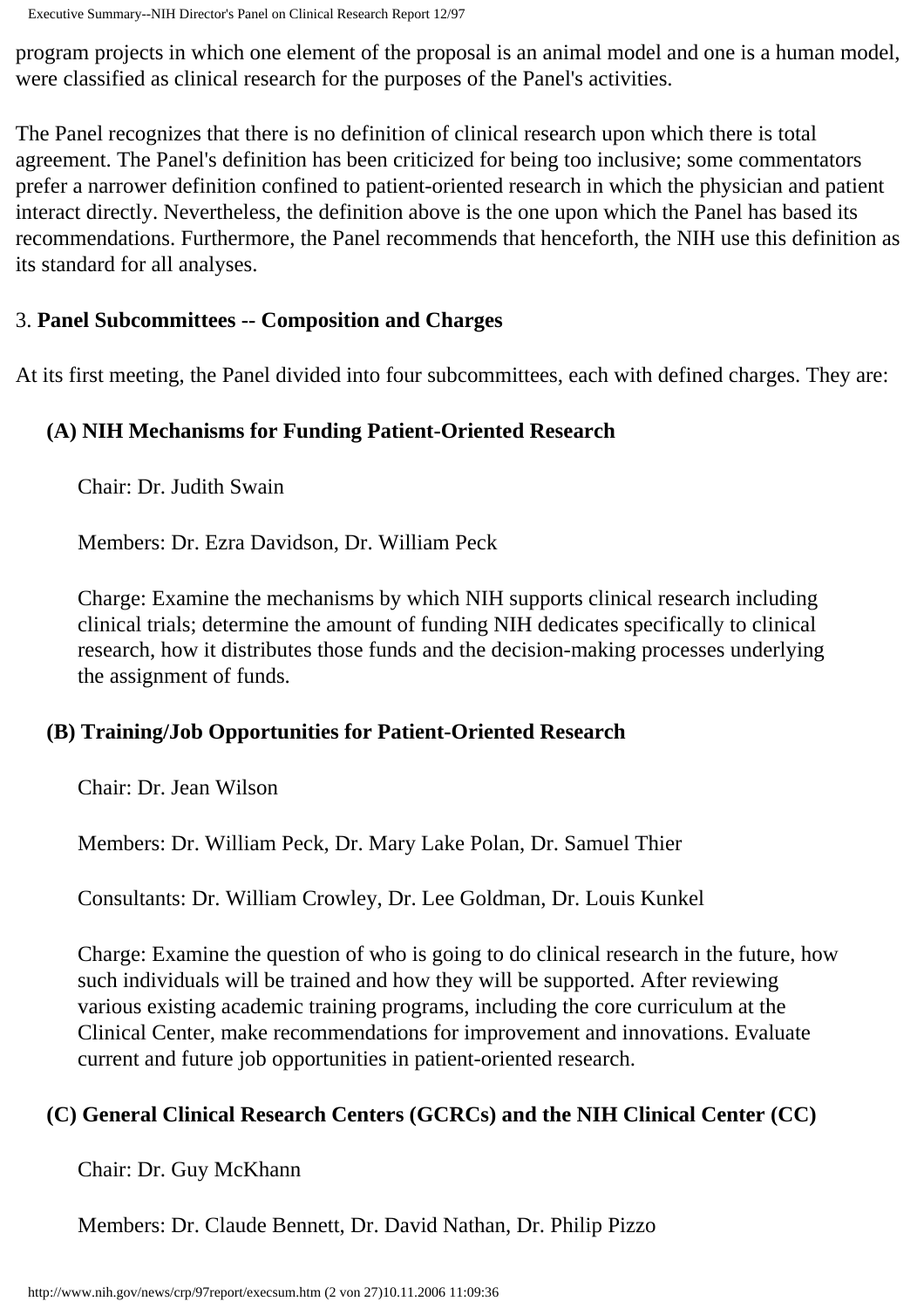program projects in which one element of the proposal is an animal model and one is a human model, were classified as clinical research for the purposes of the Panel's activities.

The Panel recognizes that there is no definition of clinical research upon which there is total agreement. The Panel's definition has been criticized for being too inclusive; some commentators prefer a narrower definition confined to patient-oriented research in which the physician and patient interact directly. Nevertheless, the definition above is the one upon which the Panel has based its recommendations. Furthermore, the Panel recommends that henceforth, the NIH use this definition as its standard for all analyses.

3. **Panel Subcommittees -- Composition and Charges**

At its first meeting, the Panel divided into four subcommittees, each with defined charges. They are:

**(A) NIH Mechanisms for Funding Patient-Oriented Research**

Chair: Dr. Judith Swain

Members: Dr. Ezra Davidson, Dr. William Peck

Charge: Examine the mechanisms by which NIH supports clinical research including clinical trials; determine the amount of funding NIH dedicates specifically to clinical research, how it distributes those funds and the decision-making processes underlying the assignment of funds.

**(B) Training/Job Opportunities for Patient-Oriented Research**

Chair: Dr. Jean Wilson

Members: Dr. William Peck, Dr. Mary Lake Polan, Dr. Samuel Thier

Consultants: Dr. William Crowley, Dr. Lee Goldman, Dr. Louis Kunkel

Charge: Examine the question of who is going to do clinical research in the future, how such individuals will be trained and how they will be supported. After reviewing various existing academic training programs, including the core curriculum at the Clinical Center, make recommendations for improvement and innovations. Evaluate current and future job opportunities in patient-oriented research.

**(C) General Clinical Research Centers (GCRCs) and the NIH Clinical Center (CC)**

Chair: Dr. Guy McKhann

Members: Dr. Claude Bennett, Dr. David Nathan, Dr. Philip Pizzo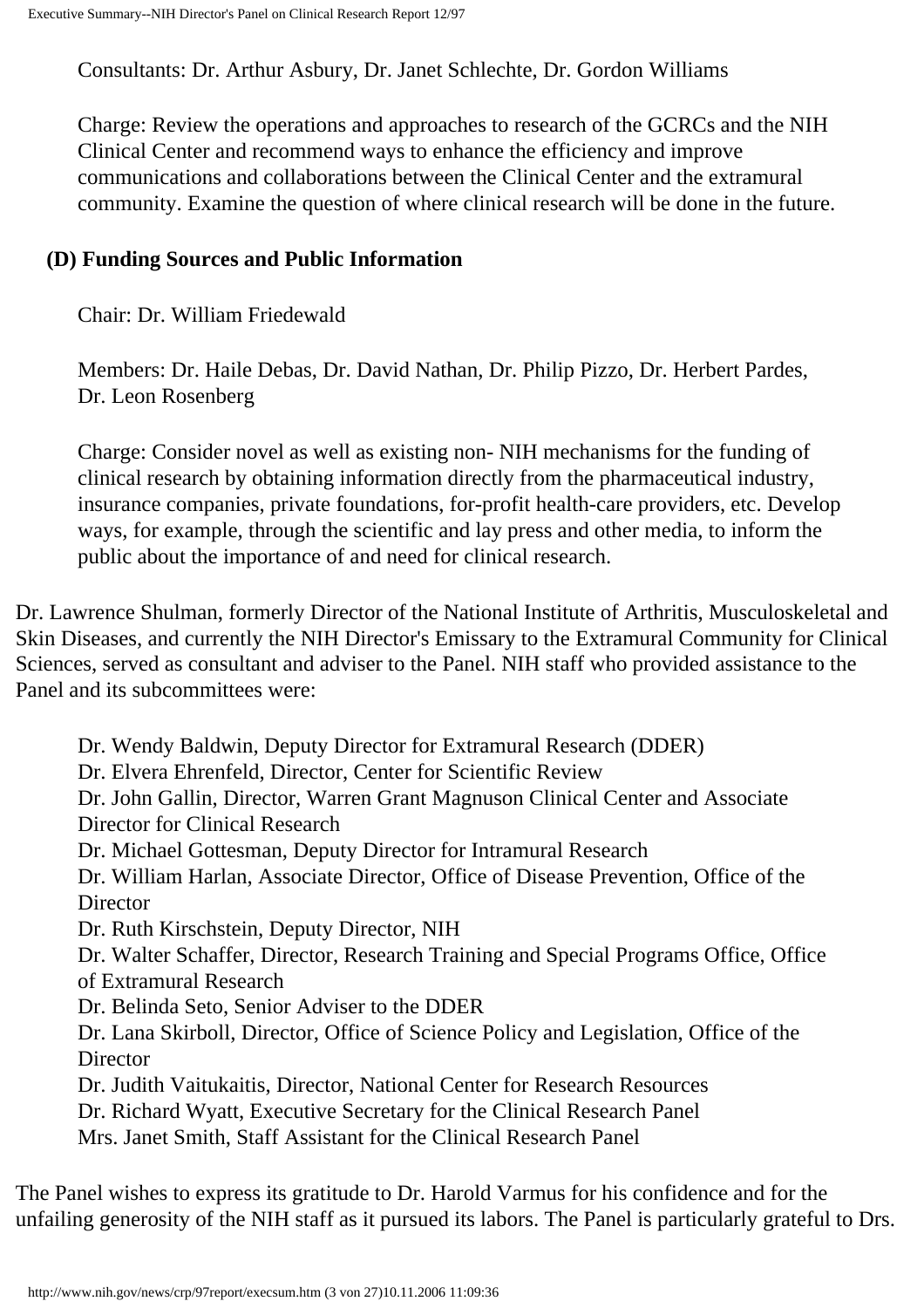Consultants: Dr. Arthur Asbury, Dr. Janet Schlechte, Dr. Gordon Williams

Charge: Review the operations and approaches to research of the GCRCs and the NIH Clinical Center and recommend ways to enhance the efficiency and improve communications and collaborations between the Clinical Center and the extramural community. Examine the question of where clinical research will be done in the future.

**(D) Funding Sources and Public Information**

Chair: Dr. William Friedewald

Members: Dr. Haile Debas, Dr. David Nathan, Dr. Philip Pizzo, Dr. Herbert Pardes, Dr. Leon Rosenberg

Charge: Consider novel as well as existing non- NIH mechanisms for the funding of clinical research by obtaining information directly from the pharmaceutical industry, insurance companies, private foundations, for-profit health-care providers, etc. Develop ways, for example, through the scientific and lay press and other media, to inform the public about the importance of and need for clinical research.

Dr. Lawrence Shulman, formerly Director of the National Institute of Arthritis, Musculoskeletal and Skin Diseases, and currently the NIH Director's Emissary to the Extramural Community for Clinical Sciences, served as consultant and adviser to the Panel. NIH staff who provided assistance to the Panel and its subcommittees were:

Dr. Wendy Baldwin, Deputy Director for Extramural Research (DDER)
Dr. Elvera Ehrenfeld, Director, Center for Scientific Review
Dr. John Gallin, Director, Warren Grant Magnuson Clinical Center and Associate Director for Clinical Research
Dr. Michael Gottesman, Deputy Director for Intramural Research
Dr. William Harlan, Associate Director, Office of Disease Prevention, Office of the Director
Dr. Ruth Kirschstein, Deputy Director, NIH
Dr. Walter Schaffer, Director, Research Training and Special Programs Office, Office of Extramural Research
Dr. Belinda Seto, Senior Adviser to the DDER
Dr. Lana Skirboll, Director, Office of Science Policy and Legislation, Office of the Director
Dr. Judith Vaitukaitis, Director, National Center for Research Resources
Dr. Richard Wyatt, Executive Secretary for the Clinical Research Panel
Mrs. Janet Smith, Staff Assistant for the Clinical Research Panel

The Panel wishes to express its gratitude to Dr. Harold Varmus for his confidence and for the unfailing generosity of the NIH staff as it pursued its labors. The Panel is particularly grateful to Drs.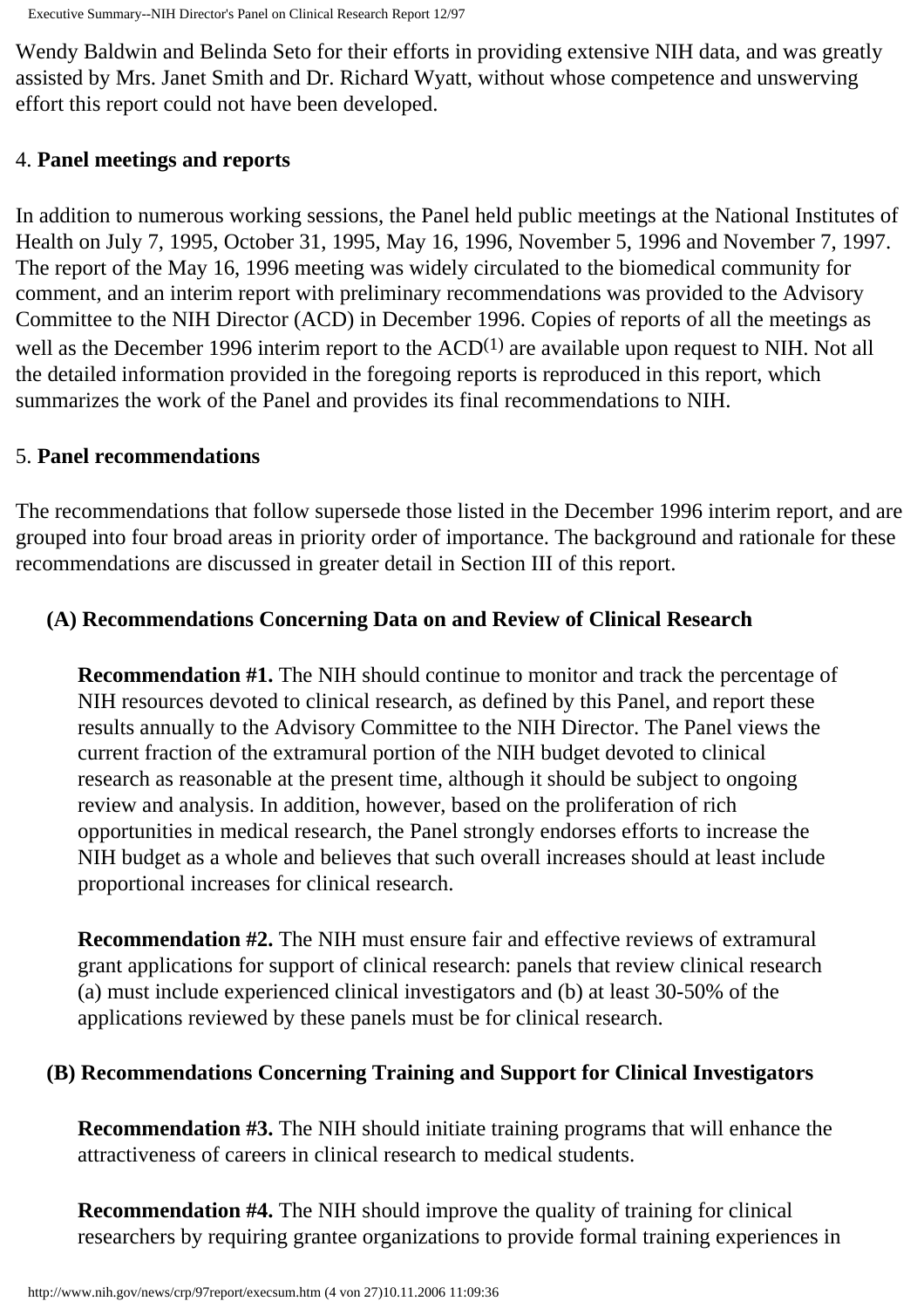Wendy Baldwin and Belinda Seto for their efforts in providing extensive NIH data, and was greatly assisted by Mrs. Janet Smith and Dr. Richard Wyatt, without whose competence and unswerving effort this report could not have been developed.

4. **Panel meetings and reports**

In addition to numerous working sessions, the Panel held public meetings at the National Institutes of Health on July 7, 1995, October 31, 1995, May 16, 1996, November 5, 1996 and November 7, 1997. The report of the May 16, 1996 meeting was widely circulated to the biomedical community for comment, and an interim report with preliminary recommendations was provided to the Advisory Committee to the NIH Director (ACD) in December 1996. Copies of reports of all the meetings as well as the December 1996 interim report to the ACD[1] are available upon request to NIH. Not all the detailed information provided in the foregoing reports is reproduced in this report, which summarizes the work of the Panel and provides its final recommendations to NIH.

5. **Panel recommendations**

The recommendations that follow supersede those listed in the December 1996 interim report, and are grouped into four broad areas in priority order of importance. The background and rationale for these recommendations are discussed in greater detail in Section III of this report.

### (A) Recommendations Concerning Data on and Review of Clinical Research

**Recommendation #1.** The NIH should continue to monitor and track the percentage of NIH resources devoted to clinical research, as defined by this Panel, and report these results annually to the Advisory Committee to the NIH Director. The Panel views the current fraction of the extramural portion of the NIH budget devoted to clinical research as reasonable at the present time, although it should be subject to ongoing review and analysis. In addition, however, based on the proliferation of rich opportunities in medical research, the Panel strongly endorses efforts to increase the NIH budget as a whole and believes that such overall increases should at least include proportional increases for clinical research.

**Recommendation #2.** The NIH must ensure fair and effective reviews of extramural grant applications for support of clinical research: panels that review clinical research (a) must include experienced clinical investigators and (b) at least 30-50% of the applications reviewed by these panels must be for clinical research.

### (B) Recommendations Concerning Training and Support for Clinical Investigators

**Recommendation #3.** The NIH should initiate training programs that will enhance the attractiveness of careers in clinical research to medical students.

**Recommendation #4.** The NIH should improve the quality of training for clinical researchers by requiring grantee organizations to provide formal training experiences in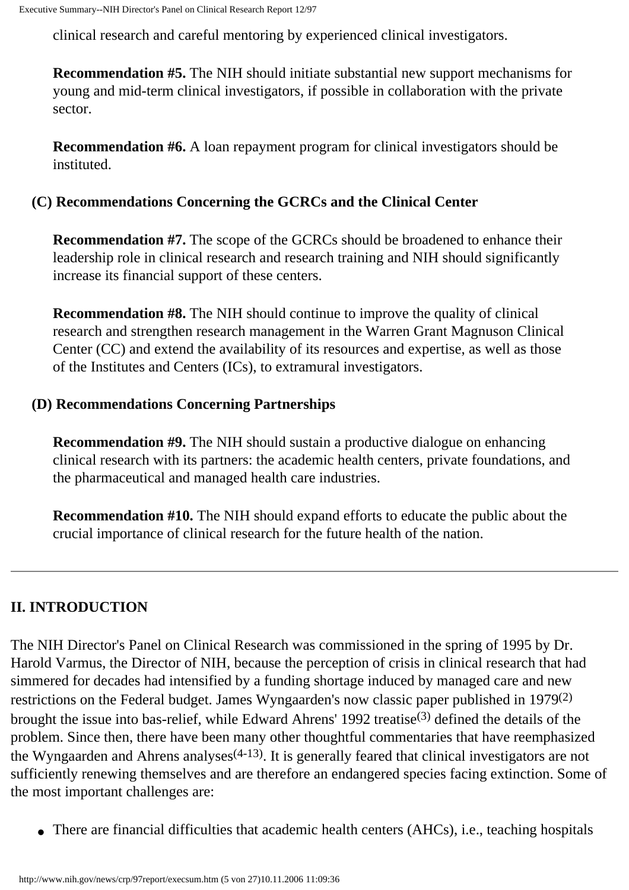clinical research and careful mentoring by experienced clinical investigators.

**Recommendation #5.** The NIH should initiate substantial new support mechanisms for young and mid-term clinical investigators, if possible in collaboration with the private sector.

**Recommendation #6.** A loan repayment program for clinical investigators should be instituted.

### (C) Recommendations Concerning the GCRCs and the Clinical Center

**Recommendation #7.** The scope of the GCRCs should be broadened to enhance their leadership role in clinical research and research training and NIH should significantly increase its financial support of these centers.

**Recommendation #8.** The NIH should continue to improve the quality of clinical research and strengthen research management in the Warren Grant Magnuson Clinical Center (CC) and extend the availability of its resources and expertise, as well as those of the Institutes and Centers (ICs), to extramural investigators.

### (D) Recommendations Concerning Partnerships

**Recommendation #9.** The NIH should sustain a productive dialogue on enhancing clinical research with its partners: the academic health centers, private foundations, and the pharmaceutical and managed health care industries.

**Recommendation #10.** The NIH should expand efforts to educate the public about the crucial importance of clinical research for the future health of the nation.

---

## II. INTRODUCTION

The NIH Director's Panel on Clinical Research was commissioned in the spring of 1995 by Dr. Harold Varmus, the Director of NIH, because the perception of crisis in clinical research that had simmered for decades had intensified by a funding shortage induced by managed care and new restrictions on the Federal budget. James Wyngaarden's now classic paper published in 1979[2] brought the issue into bas-relief, while Edward Ahrens' 1992 treatise[3] defined the details of the problem. Since then, there have been many other thoughtful commentaries that have reemphasized the Wyngaarden and Ahrens analyses[4-13]. It is generally feared that clinical investigators are not sufficiently renewing themselves and are therefore an endangered species facing extinction. Some of the most important challenges are:

- There are financial difficulties that academic health centers (AHCs), i.e., teaching hospitals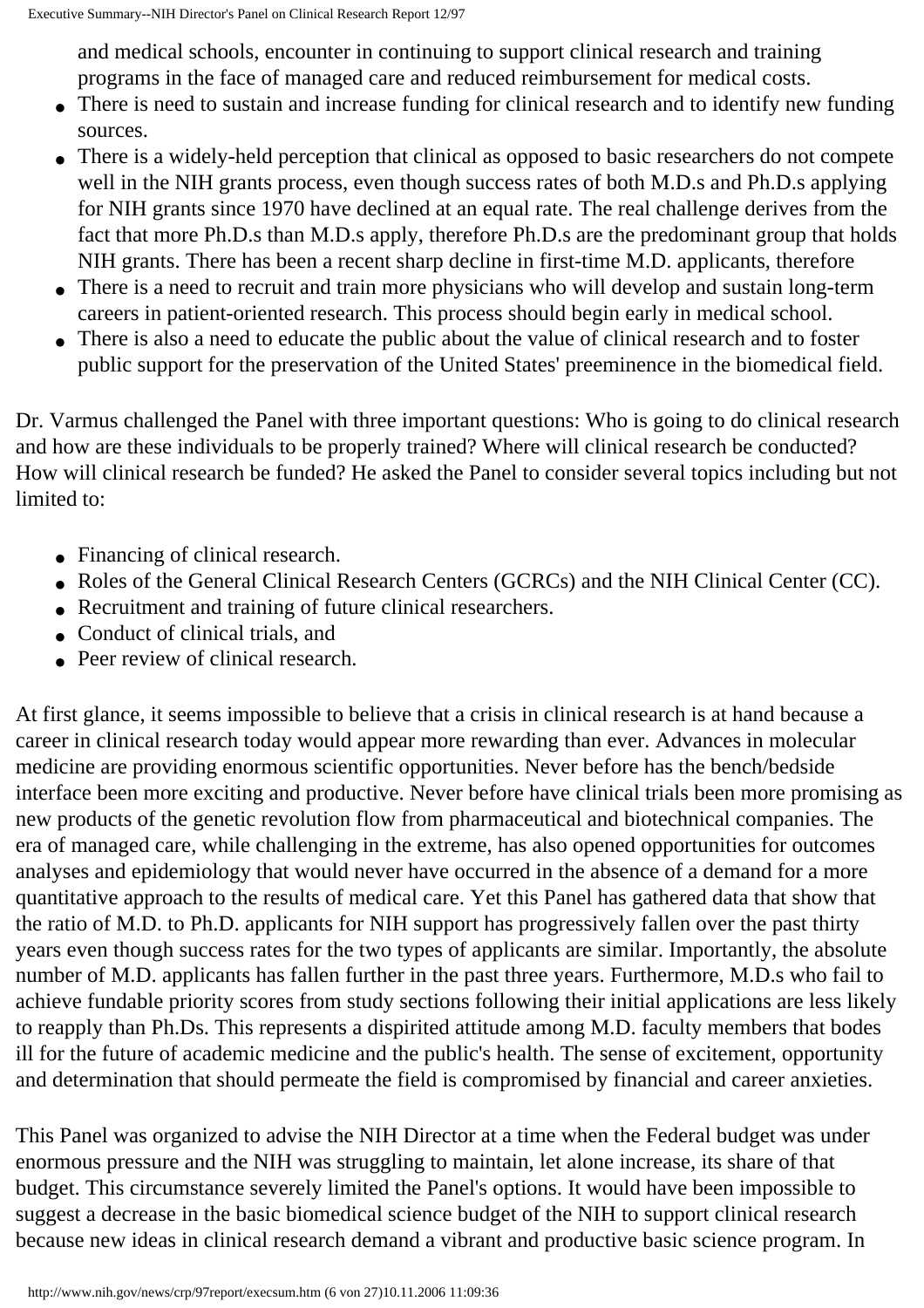and medical schools, encounter in continuing to support clinical research and training programs in the face of managed care and reduced reimbursement for medical costs.

- There is need to sustain and increase funding for clinical research and to identify new funding sources.
- There is a widely-held perception that clinical as opposed to basic researchers do not compete well in the NIH grants process, even though success rates of both M.D.s and Ph.D.s applying for NIH grants since 1970 have declined at an equal rate. The real challenge derives from the fact that more Ph.D.s than M.D.s apply, therefore Ph.D.s are the predominant group that holds NIH grants. There has been a recent sharp decline in first-time M.D. applicants, therefore
- There is a need to recruit and train more physicians who will develop and sustain long-term careers in patient-oriented research. This process should begin early in medical school.
- There is also a need to educate the public about the value of clinical research and to foster public support for the preservation of the United States' preeminence in the biomedical field.

Dr. Varmus challenged the Panel with three important questions: Who is going to do clinical research and how are these individuals to be properly trained? Where will clinical research be conducted? How will clinical research be funded? He asked the Panel to consider several topics including but not limited to:

- Financing of clinical research.
- Roles of the General Clinical Research Centers (GCRCs) and the NIH Clinical Center (CC).
- Recruitment and training of future clinical researchers.
- Conduct of clinical trials, and
- Peer review of clinical research.

At first glance, it seems impossible to believe that a crisis in clinical research is at hand because a career in clinical research today would appear more rewarding than ever. Advances in molecular medicine are providing enormous scientific opportunities. Never before has the bench/bedside interface been more exciting and productive. Never before have clinical trials been more promising as new products of the genetic revolution flow from pharmaceutical and biotechnical companies. The era of managed care, while challenging in the extreme, has also opened opportunities for outcomes analyses and epidemiology that would never have occurred in the absence of a demand for a more quantitative approach to the results of medical care. Yet this Panel has gathered data that show that the ratio of M.D. to Ph.D. applicants for NIH support has progressively fallen over the past thirty years even though success rates for the two types of applicants are similar. Importantly, the absolute number of M.D. applicants has fallen further in the past three years. Furthermore, M.D.s who fail to achieve fundable priority scores from study sections following their initial applications are less likely to reapply than Ph.Ds. This represents a dispirited attitude among M.D. faculty members that bodes ill for the future of academic medicine and the public's health. The sense of excitement, opportunity and determination that should permeate the field is compromised by financial and career anxieties.

This Panel was organized to advise the NIH Director at a time when the Federal budget was under enormous pressure and the NIH was struggling to maintain, let alone increase, its share of that budget. This circumstance severely limited the Panel's options. It would have been impossible to suggest a decrease in the basic biomedical science budget of the NIH to support clinical research because new ideas in clinical research demand a vibrant and productive basic science program. In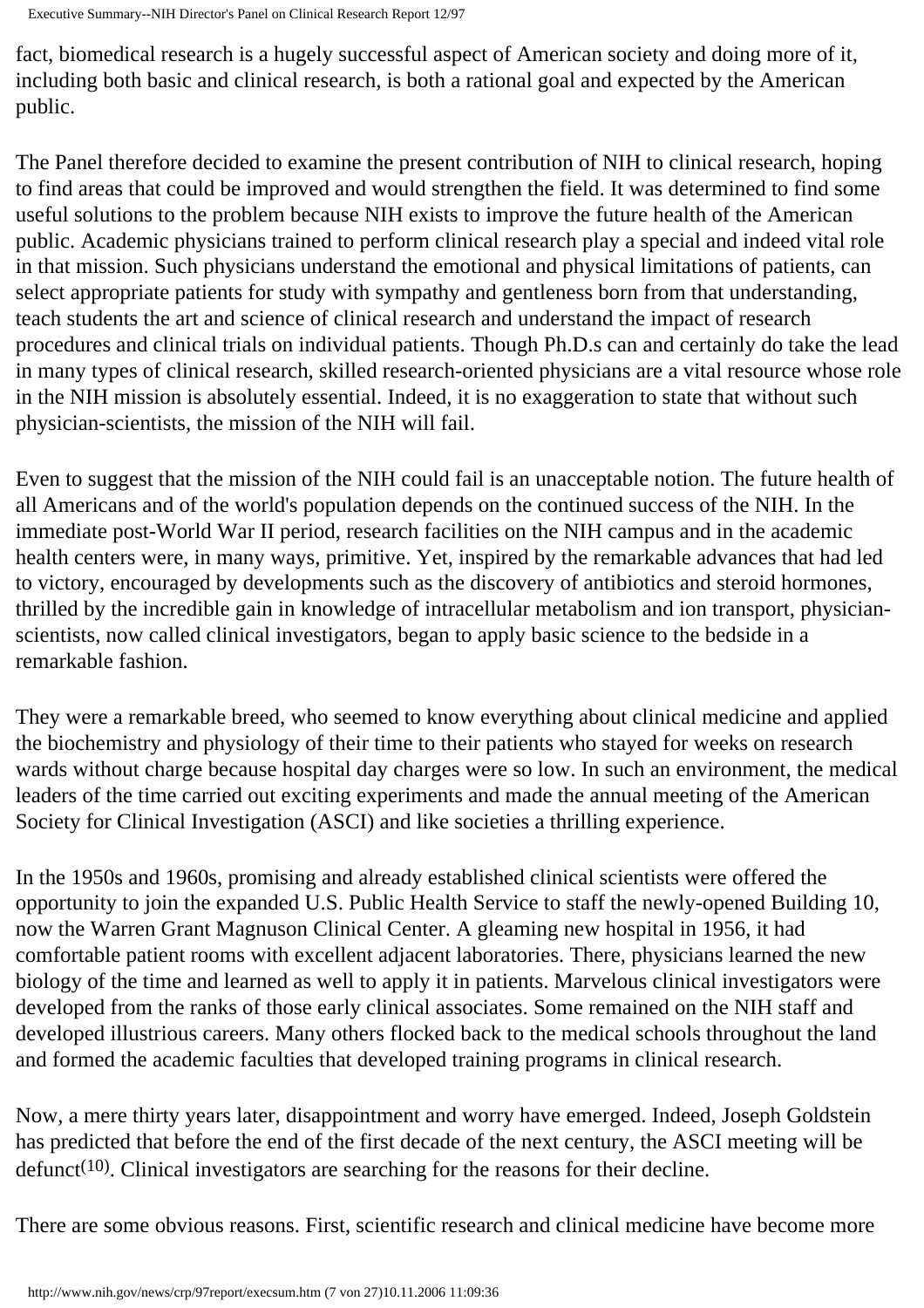fact, biomedical research is a hugely successful aspect of American society and doing more of it, including both basic and clinical research, is both a rational goal and expected by the American public.

The Panel therefore decided to examine the present contribution of NIH to clinical research, hoping to find areas that could be improved and would strengthen the field. It was determined to find some useful solutions to the problem because NIH exists to improve the future health of the American public. Academic physicians trained to perform clinical research play a special and indeed vital role in that mission. Such physicians understand the emotional and physical limitations of patients, can select appropriate patients for study with sympathy and gentleness born from that understanding, teach students the art and science of clinical research and understand the impact of research procedures and clinical trials on individual patients. Though Ph.D.s can and certainly do take the lead in many types of clinical research, skilled research-oriented physicians are a vital resource whose role in the NIH mission is absolutely essential. Indeed, it is no exaggeration to state that without such physician-scientists, the mission of the NIH will fail.

Even to suggest that the mission of the NIH could fail is an unacceptable notion. The future health of all Americans and of the world's population depends on the continued success of the NIH. In the immediate post-World War II period, research facilities on the NIH campus and in the academic health centers were, in many ways, primitive. Yet, inspired by the remarkable advances that had led to victory, encouraged by developments such as the discovery of antibiotics and steroid hormones, thrilled by the incredible gain in knowledge of intracellular metabolism and ion transport, physician-scientists, now called clinical investigators, began to apply basic science to the bedside in a remarkable fashion.

They were a remarkable breed, who seemed to know everything about clinical medicine and applied the biochemistry and physiology of their time to their patients who stayed for weeks on research wards without charge because hospital day charges were so low. In such an environment, the medical leaders of the time carried out exciting experiments and made the annual meeting of the American Society for Clinical Investigation (ASCI) and like societies a thrilling experience.

In the 1950s and 1960s, promising and already established clinical scientists were offered the opportunity to join the expanded U.S. Public Health Service to staff the newly-opened Building 10, now the Warren Grant Magnuson Clinical Center. A gleaming new hospital in 1956, it had comfortable patient rooms with excellent adjacent laboratories. There, physicians learned the new biology of the time and learned as well to apply it in patients. Marvelous clinical investigators were developed from the ranks of those early clinical associates. Some remained on the NIH staff and developed illustrious careers. Many others flocked back to the medical schools throughout the land and formed the academic faculties that developed training programs in clinical research.

Now, a mere thirty years later, disappointment and worry have emerged. Indeed, Joseph Goldstein has predicted that before the end of the first decade of the next century, the ASCI meeting will be defunct[10]. Clinical investigators are searching for the reasons for their decline.

There are some obvious reasons. First, scientific research and clinical medicine have become more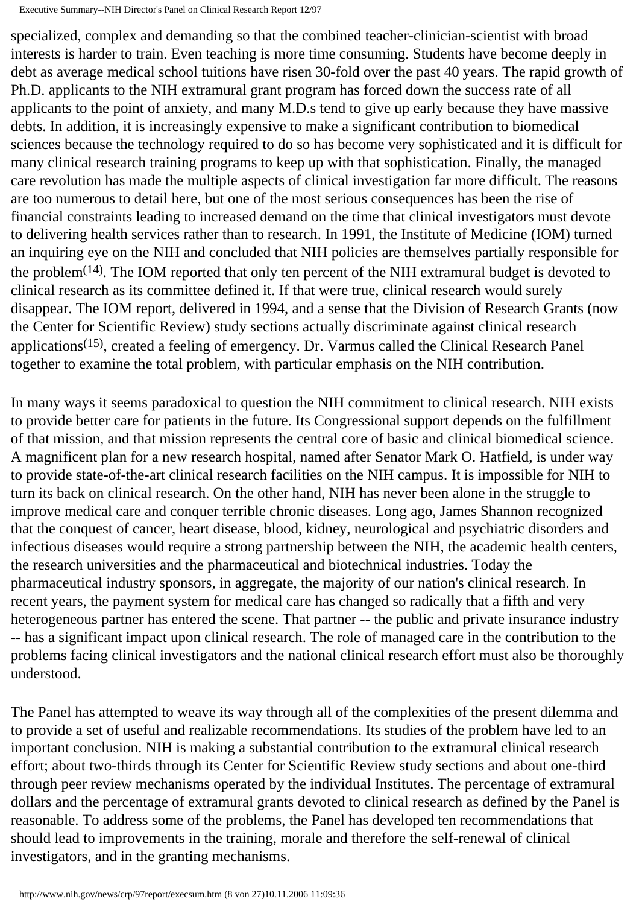specialized, complex and demanding so that the combined teacher-clinician-scientist with broad interests is harder to train. Even teaching is more time consuming. Students have become deeply in debt as average medical school tuitions have risen 30-fold over the past 40 years. The rapid growth of Ph.D. applicants to the NIH extramural grant program has forced down the success rate of all applicants to the point of anxiety, and many M.D.s tend to give up early because they have massive debts. In addition, it is increasingly expensive to make a significant contribution to biomedical sciences because the technology required to do so has become very sophisticated and it is difficult for many clinical research training programs to keep up with that sophistication. Finally, the managed care revolution has made the multiple aspects of clinical investigation far more difficult. The reasons are too numerous to detail here, but one of the most serious consequences has been the rise of financial constraints leading to increased demand on the time that clinical investigators must devote to delivering health services rather than to research. In 1991, the Institute of Medicine (IOM) turned an inquiring eye on the NIH and concluded that NIH policies are themselves partially responsible for the problem[(14)]. The IOM reported that only ten percent of the NIH extramural budget is devoted to clinical research as its committee defined it. If that were true, clinical research would surely disappear. The IOM report, delivered in 1994, and a sense that the Division of Research Grants (now the Center for Scientific Review) study sections actually discriminate against clinical research applications[(15)], created a feeling of emergency. Dr. Varmus called the Clinical Research Panel together to examine the total problem, with particular emphasis on the NIH contribution.

In many ways it seems paradoxical to question the NIH commitment to clinical research. NIH exists to provide better care for patients in the future. Its Congressional support depends on the fulfillment of that mission, and that mission represents the central core of basic and clinical biomedical science. A magnificent plan for a new research hospital, named after Senator Mark O. Hatfield, is under way to provide state-of-the-art clinical research facilities on the NIH campus. It is impossible for NIH to turn its back on clinical research. On the other hand, NIH has never been alone in the struggle to improve medical care and conquer terrible chronic diseases. Long ago, James Shannon recognized that the conquest of cancer, heart disease, blood, kidney, neurological and psychiatric disorders and infectious diseases would require a strong partnership between the NIH, the academic health centers, the research universities and the pharmaceutical and biotechnical industries. Today the pharmaceutical industry sponsors, in aggregate, the majority of our nation's clinical research. In recent years, the payment system for medical care has changed so radically that a fifth and very heterogeneous partner has entered the scene. That partner -- the public and private insurance industry -- has a significant impact upon clinical research. The role of managed care in the contribution to the problems facing clinical investigators and the national clinical research effort must also be thoroughly understood.

The Panel has attempted to weave its way through all of the complexities of the present dilemma and to provide a set of useful and realizable recommendations. Its studies of the problem have led to an important conclusion. NIH is making a substantial contribution to the extramural clinical research effort; about two-thirds through its Center for Scientific Review study sections and about one-third through peer review mechanisms operated by the individual Institutes. The percentage of extramural dollars and the percentage of extramural grants devoted to clinical research as defined by the Panel is reasonable. To address some of the problems, the Panel has developed ten recommendations that should lead to improvements in the training, morale and therefore the self-renewal of clinical investigators, and in the granting mechanisms.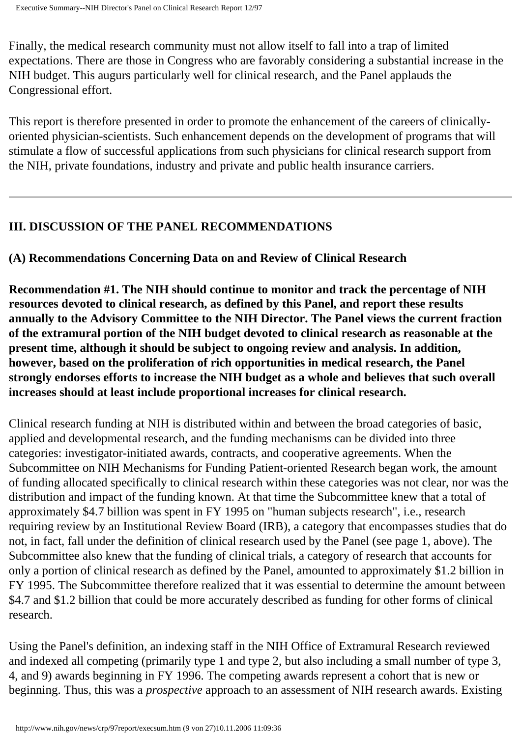Finally, the medical research community must not allow itself to fall into a trap of limited expectations. There are those in Congress who are favorably considering a substantial increase in the NIH budget. This augurs particularly well for clinical research, and the Panel applauds the Congressional effort.

This report is therefore presented in order to promote the enhancement of the careers of clinically-oriented physician-scientists. Such enhancement depends on the development of programs that will stimulate a flow of successful applications from such physicians for clinical research support from the NIH, private foundations, industry and private and public health insurance carriers.

---

## III. DISCUSSION OF THE PANEL RECOMMENDATIONS

### (A) Recommendations Concerning Data on and Review of Clinical Research

**Recommendation #1. The NIH should continue to monitor and track the percentage of NIH resources devoted to clinical research, as defined by this Panel, and report these results annually to the Advisory Committee to the NIH Director. The Panel views the current fraction of the extramural portion of the NIH budget devoted to clinical research as reasonable at the present time, although it should be subject to ongoing review and analysis. In addition, however, based on the proliferation of rich opportunities in medical research, the Panel strongly endorses efforts to increase the NIH budget as a whole and believes that such overall increases should at least include proportional increases for clinical research.**

Clinical research funding at NIH is distributed within and between the broad categories of basic, applied and developmental research, and the funding mechanisms can be divided into three categories: investigator-initiated awards, contracts, and cooperative agreements. When the Subcommittee on NIH Mechanisms for Funding Patient-oriented Research began work, the amount of funding allocated specifically to clinical research within these categories was not clear, nor was the distribution and impact of the funding known. At that time the Subcommittee knew that a total of approximately $4.7 billion was spent in FY 1995 on "human subjects research", i.e., research requiring review by an Institutional Review Board (IRB), a category that encompasses studies that do not, in fact, fall under the definition of clinical research used by the Panel (see page 1, above). The Subcommittee also knew that the funding of clinical trials, a category of research that accounts for only a portion of clinical research as defined by the Panel, amounted to approximately $1.2 billion in FY 1995. The Subcommittee therefore realized that it was essential to determine the amount between $4.7 and $1.2 billion that could be more accurately described as funding for other forms of clinical research.

Using the Panel's definition, an indexing staff in the NIH Office of Extramural Research reviewed and indexed all competing (primarily type 1 and type 2, but also including a small number of type 3, 4, and 9) awards beginning in FY 1996. The competing awards represent a cohort that is new or beginning. Thus, this was a *prospective* approach to an assessment of NIH research awards. Existing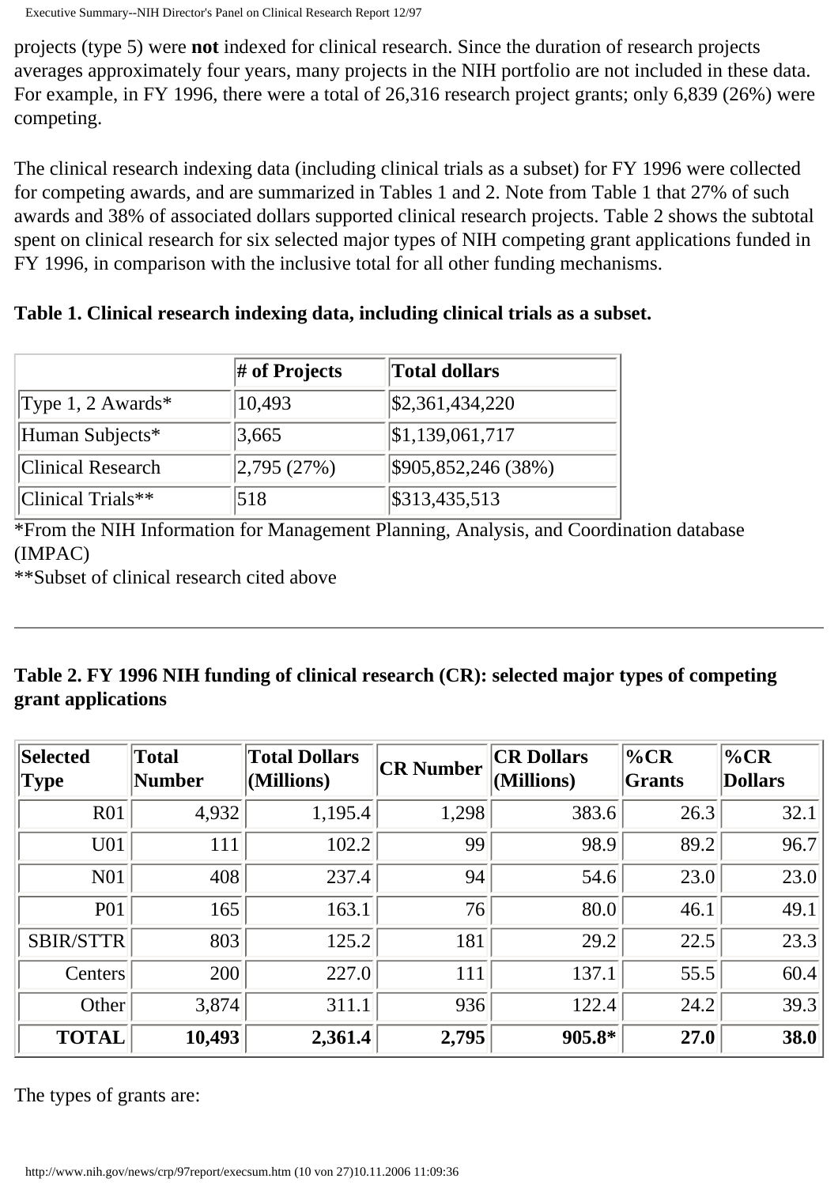projects (type 5) were **not** indexed for clinical research. Since the duration of research projects averages approximately four years, many projects in the NIH portfolio are not included in these data. For example, in FY 1996, there were a total of 26,316 research project grants; only 6,839 (26%) were competing.

The clinical research indexing data (including clinical trials as a subset) for FY 1996 were collected for competing awards, and are summarized in Tables 1 and 2. Note from Table 1 that 27% of such awards and 38% of associated dollars supported clinical research projects. Table 2 shows the subtotal spent on clinical research for six selected major types of NIH competing grant applications funded in FY 1996, in comparison with the inclusive total for all other funding mechanisms.

**Table 1. Clinical research indexing data, including clinical trials as a subset.**

| | # of Projects | Total dollars |
|---|---|---|
| Type 1, 2 Awards* | 10,493 | $2,361,434,220 |
| Human Subjects* | 3,665 | $1,139,061,717 |
| Clinical Research | 2,795 (27%) | $905,852,246 (38%) |
| Clinical Trials** | 518 | $313,435,513 |

*From the NIH Information for Management Planning, Analysis, and Coordination database (IMPAC)
**Subset of clinical research cited above

---

**Table 2. FY 1996 NIH funding of clinical research (CR): selected major types of competing grant applications**

| Selected Type | Total Number | Total Dollars (Millions) | CR Number | CR Dollars (Millions) | %CR Grants | %CR Dollars |
|---|---|---|---|---|---|---|
| R01 | 4,932 | 1,195.4 | 1,298 | 383.6 | 26.3 | 32.1 |
| U01 | 111 | 102.2 | 99 | 98.9 | 89.2 | 96.7 |
| N01 | 408 | 237.4 | 94 | 54.6 | 23.0 | 23.0 |
| P01 | 165 | 163.1 | 76 | 80.0 | 46.1 | 49.1 |
| SBIR/STTR | 803 | 125.2 | 181 | 29.2 | 22.5 | 23.3 |
| Centers | 200 | 227.0 | 111 | 137.1 | 55.5 | 60.4 |
| Other | 3,874 | 311.1 | 936 | 122.4 | 24.2 | 39.3 |
| **TOTAL** | **10,493** | **2,361.4** | **2,795** | **905.8*** | **27.0** | **38.0** |

The types of grants are: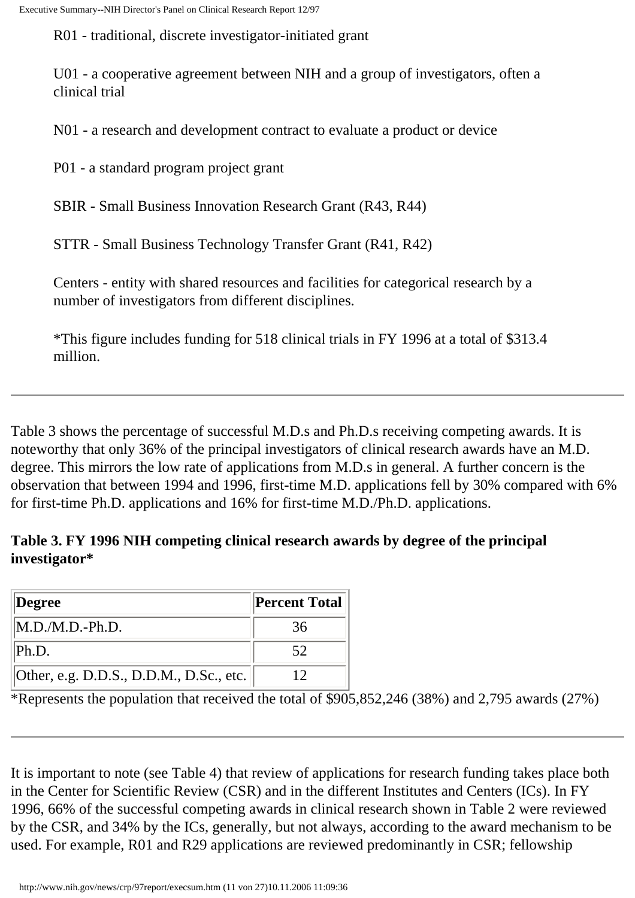R01 - traditional, discrete investigator-initiated grant

U01 - a cooperative agreement between NIH and a group of investigators, often a clinical trial

N01 - a research and development contract to evaluate a product or device

P01 - a standard program project grant

SBIR - Small Business Innovation Research Grant (R43, R44)

STTR - Small Business Technology Transfer Grant (R41, R42)

Centers - entity with shared resources and facilities for categorical research by a number of investigators from different disciplines.

*This figure includes funding for 518 clinical trials in FY 1996 at a total of $313.4 million.

---

Table 3 shows the percentage of successful M.D.s and Ph.D.s receiving competing awards. It is noteworthy that only 36% of the principal investigators of clinical research awards have an M.D. degree. This mirrors the low rate of applications from M.D.s in general. A further concern is the observation that between 1994 and 1996, first-time M.D. applications fell by 30% compared with 6% for first-time Ph.D. applications and 16% for first-time M.D./Ph.D. applications.

**Table 3. FY 1996 NIH competing clinical research awards by degree of the principal investigator***

| Degree | Percent Total |
|---|---|
| M.D./M.D.-Ph.D. | 36 |
| Ph.D. | 52 |
| Other, e.g. D.D.S., D.D.M., D.Sc., etc. | 12 |

*Represents the population that received the total of $905,852,246 (38%) and 2,795 awards (27%)

---

It is important to note (see Table 4) that review of applications for research funding takes place both in the Center for Scientific Review (CSR) and in the different Institutes and Centers (ICs). In FY 1996, 66% of the successful competing awards in clinical research shown in Table 2 were reviewed by the CSR, and 34% by the ICs, generally, but not always, according to the award mechanism to be used. For example, R01 and R29 applications are reviewed predominantly in CSR; fellowship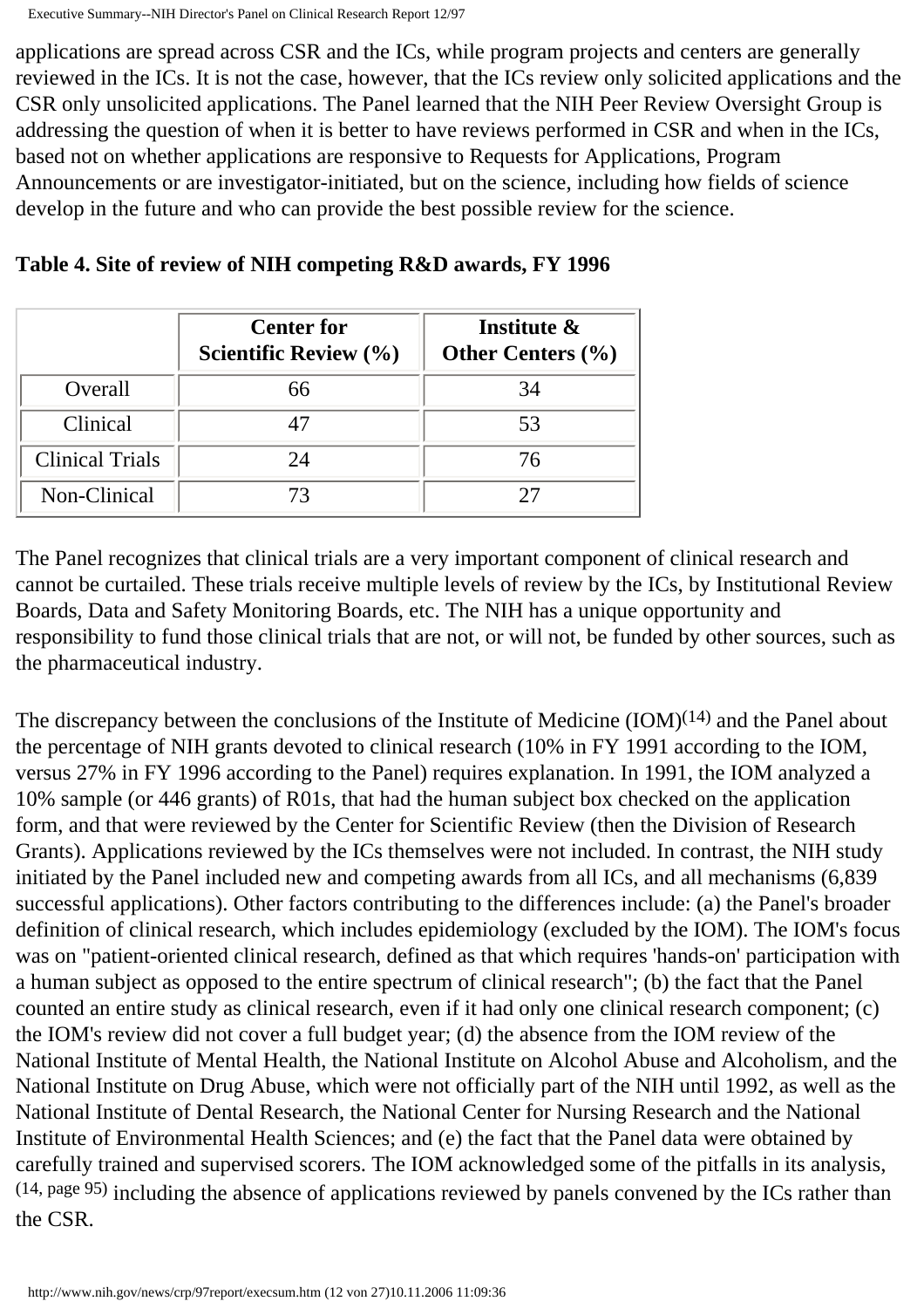applications are spread across CSR and the ICs, while program projects and centers are generally reviewed in the ICs. It is not the case, however, that the ICs review only solicited applications and the CSR only unsolicited applications. The Panel learned that the NIH Peer Review Oversight Group is addressing the question of when it is better to have reviews performed in CSR and when in the ICs, based not on whether applications are responsive to Requests for Applications, Program Announcements or are investigator-initiated, but on the science, including how fields of science develop in the future and who can provide the best possible review for the science.

**Table 4. Site of review of NIH competing R&D awards, FY 1996**

| | Center for Scientific Review (%) | Institute & Other Centers (%) |
|---|---|---|
| Overall | 66 | 34 |
| Clinical | 47 | 53 |
| Clinical Trials | 24 | 76 |
| Non-Clinical | 73 | 27 |

The Panel recognizes that clinical trials are a very important component of clinical research and cannot be curtailed. These trials receive multiple levels of review by the ICs, by Institutional Review Boards, Data and Safety Monitoring Boards, etc. The NIH has a unique opportunity and responsibility to fund those clinical trials that are not, or will not, be funded by other sources, such as the pharmaceutical industry.

The discrepancy between the conclusions of the Institute of Medicine (IOM)[14] and the Panel about the percentage of NIH grants devoted to clinical research (10% in FY 1991 according to the IOM, versus 27% in FY 1996 according to the Panel) requires explanation. In 1991, the IOM analyzed a 10% sample (or 446 grants) of R01s, that had the human subject box checked on the application form, and that were reviewed by the Center for Scientific Review (then the Division of Research Grants). Applications reviewed by the ICs themselves were not included. In contrast, the NIH study initiated by the Panel included new and competing awards from all ICs, and all mechanisms (6,839 successful applications). Other factors contributing to the differences include: (a) the Panel's broader definition of clinical research, which includes epidemiology (excluded by the IOM). The IOM's focus was on "patient-oriented clinical research, defined as that which requires 'hands-on' participation with a human subject as opposed to the entire spectrum of clinical research"; (b) the fact that the Panel counted an entire study as clinical research, even if it had only one clinical research component; (c) the IOM's review did not cover a full budget year; (d) the absence from the IOM review of the National Institute of Mental Health, the National Institute on Alcohol Abuse and Alcoholism, and the National Institute on Drug Abuse, which were not officially part of the NIH until 1992, as well as the National Institute of Dental Research, the National Center for Nursing Research and the National Institute of Environmental Health Sciences; and (e) the fact that the Panel data were obtained by carefully trained and supervised scorers. The IOM acknowledged some of the pitfalls in its analysis,[14, page 95] including the absence of applications reviewed by panels convened by the ICs rather than the CSR.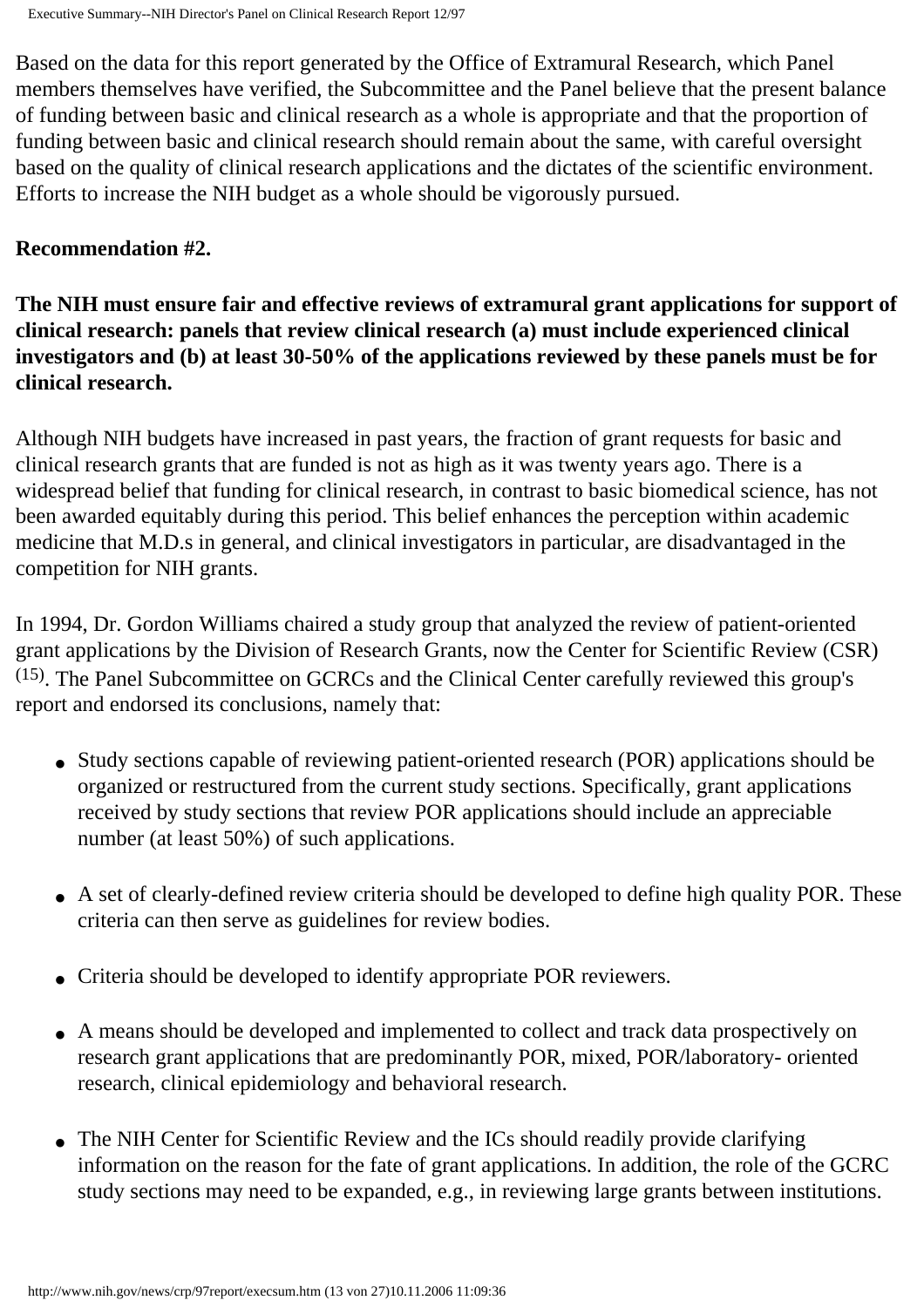Based on the data for this report generated by the Office of Extramural Research, which Panel members themselves have verified, the Subcommittee and the Panel believe that the present balance of funding between basic and clinical research as a whole is appropriate and that the proportion of funding between basic and clinical research should remain about the same, with careful oversight based on the quality of clinical research applications and the dictates of the scientific environment. Efforts to increase the NIH budget as a whole should be vigorously pursued.

**Recommendation #2.**

**The NIH must ensure fair and effective reviews of extramural grant applications for support of clinical research: panels that review clinical research (a) must include experienced clinical investigators and (b) at least 30-50% of the applications reviewed by these panels must be for clinical research.**

Although NIH budgets have increased in past years, the fraction of grant requests for basic and clinical research grants that are funded is not as high as it was twenty years ago. There is a widespread belief that funding for clinical research, in contrast to basic biomedical science, has not been awarded equitably during this period. This belief enhances the perception within academic medicine that M.D.s in general, and clinical investigators in particular, are disadvantaged in the competition for NIH grants.

In 1994, Dr. Gordon Williams chaired a study group that analyzed the review of patient-oriented grant applications by the Division of Research Grants, now the Center for Scientific Review (CSR) [15]. The Panel Subcommittee on GCRCs and the Clinical Center carefully reviewed this group's report and endorsed its conclusions, namely that:

- Study sections capable of reviewing patient-oriented research (POR) applications should be organized or restructured from the current study sections. Specifically, grant applications received by study sections that review POR applications should include an appreciable number (at least 50%) of such applications.
- A set of clearly-defined review criteria should be developed to define high quality POR. These criteria can then serve as guidelines for review bodies.
- Criteria should be developed to identify appropriate POR reviewers.
- A means should be developed and implemented to collect and track data prospectively on research grant applications that are predominantly POR, mixed, POR/laboratory- oriented research, clinical epidemiology and behavioral research.
- The NIH Center for Scientific Review and the ICs should readily provide clarifying information on the reason for the fate of grant applications. In addition, the role of the GCRC study sections may need to be expanded, e.g., in reviewing large grants between institutions.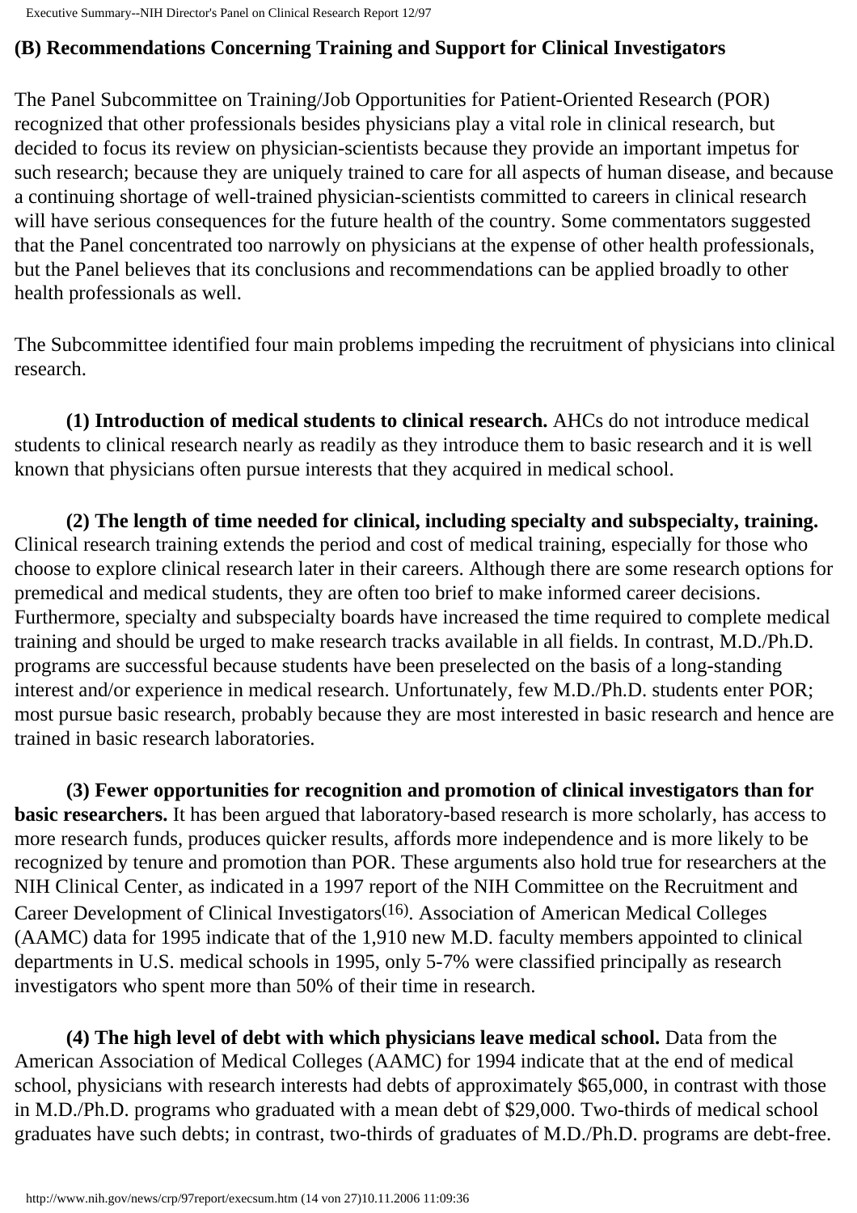### (B) Recommendations Concerning Training and Support for Clinical Investigators

The Panel Subcommittee on Training/Job Opportunities for Patient-Oriented Research (POR) recognized that other professionals besides physicians play a vital role in clinical research, but decided to focus its review on physician-scientists because they provide an important impetus for such research; because they are uniquely trained to care for all aspects of human disease, and because a continuing shortage of well-trained physician-scientists committed to careers in clinical research will have serious consequences for the future health of the country. Some commentators suggested that the Panel concentrated too narrowly on physicians at the expense of other health professionals, but the Panel believes that its conclusions and recommendations can be applied broadly to other health professionals as well.

The Subcommittee identified four main problems impeding the recruitment of physicians into clinical research.

**(1) Introduction of medical students to clinical research.** AHCs do not introduce medical students to clinical research nearly as readily as they introduce them to basic research and it is well known that physicians often pursue interests that they acquired in medical school.

**(2) The length of time needed for clinical, including specialty and subspecialty, training.** Clinical research training extends the period and cost of medical training, especially for those who choose to explore clinical research later in their careers. Although there are some research options for premedical and medical students, they are often too brief to make informed career decisions. Furthermore, specialty and subspecialty boards have increased the time required to complete medical training and should be urged to make research tracks available in all fields. In contrast, M.D./Ph.D. programs are successful because students have been preselected on the basis of a long-standing interest and/or experience in medical research. Unfortunately, few M.D./Ph.D. students enter POR; most pursue basic research, probably because they are most interested in basic research and hence are trained in basic research laboratories.

**(3) Fewer opportunities for recognition and promotion of clinical investigators than for basic researchers.** It has been argued that laboratory-based research is more scholarly, has access to more research funds, produces quicker results, affords more independence and is more likely to be recognized by tenure and promotion than POR. These arguments also hold true for researchers at the NIH Clinical Center, as indicated in a 1997 report of the NIH Committee on the Recruitment and Career Development of Clinical Investigators[16]. Association of American Medical Colleges (AAMC) data for 1995 indicate that of the 1,910 new M.D. faculty members appointed to clinical departments in U.S. medical schools in 1995, only 5-7% were classified principally as research investigators who spent more than 50% of their time in research.

**(4) The high level of debt with which physicians leave medical school.** Data from the American Association of Medical Colleges (AAMC) for 1994 indicate that at the end of medical school, physicians with research interests had debts of approximately $65,000, in contrast with those in M.D./Ph.D. programs who graduated with a mean debt of $29,000. Two-thirds of medical school graduates have such debts; in contrast, two-thirds of graduates of M.D./Ph.D. programs are debt-free.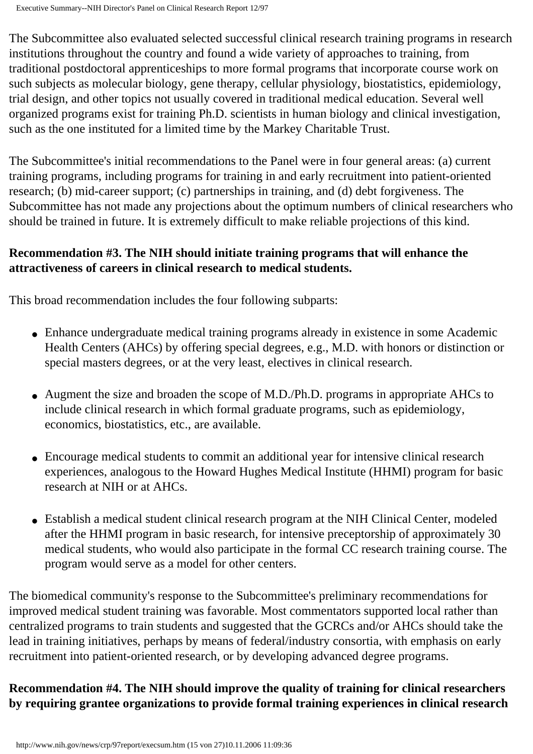The Subcommittee also evaluated selected successful clinical research training programs in research institutions throughout the country and found a wide variety of approaches to training, from traditional postdoctoral apprenticeships to more formal programs that incorporate course work on such subjects as molecular biology, gene therapy, cellular physiology, biostatistics, epidemiology, trial design, and other topics not usually covered in traditional medical education. Several well organized programs exist for training Ph.D. scientists in human biology and clinical investigation, such as the one instituted for a limited time by the Markey Charitable Trust.

The Subcommittee's initial recommendations to the Panel were in four general areas: (a) current training programs, including programs for training in and early recruitment into patient-oriented research; (b) mid-career support; (c) partnerships in training, and (d) debt forgiveness. The Subcommittee has not made any projections about the optimum numbers of clinical researchers who should be trained in future. It is extremely difficult to make reliable projections of this kind.

**Recommendation #3. The NIH should initiate training programs that will enhance the attractiveness of careers in clinical research to medical students.**

This broad recommendation includes the four following subparts:

- Enhance undergraduate medical training programs already in existence in some Academic Health Centers (AHCs) by offering special degrees, e.g., M.D. with honors or distinction or special masters degrees, or at the very least, electives in clinical research.
- Augment the size and broaden the scope of M.D./Ph.D. programs in appropriate AHCs to include clinical research in which formal graduate programs, such as epidemiology, economics, biostatistics, etc., are available.
- Encourage medical students to commit an additional year for intensive clinical research experiences, analogous to the Howard Hughes Medical Institute (HHMI) program for basic research at NIH or at AHCs.
- Establish a medical student clinical research program at the NIH Clinical Center, modeled after the HHMI program in basic research, for intensive preceptorship of approximately 30 medical students, who would also participate in the formal CC research training course. The program would serve as a model for other centers.

The biomedical community's response to the Subcommittee's preliminary recommendations for improved medical student training was favorable. Most commentators supported local rather than centralized programs to train students and suggested that the GCRCs and/or AHCs should take the lead in training initiatives, perhaps by means of federal/industry consortia, with emphasis on early recruitment into patient-oriented research, or by developing advanced degree programs.

**Recommendation #4. The NIH should improve the quality of training for clinical researchers by requiring grantee organizations to provide formal training experiences in clinical research**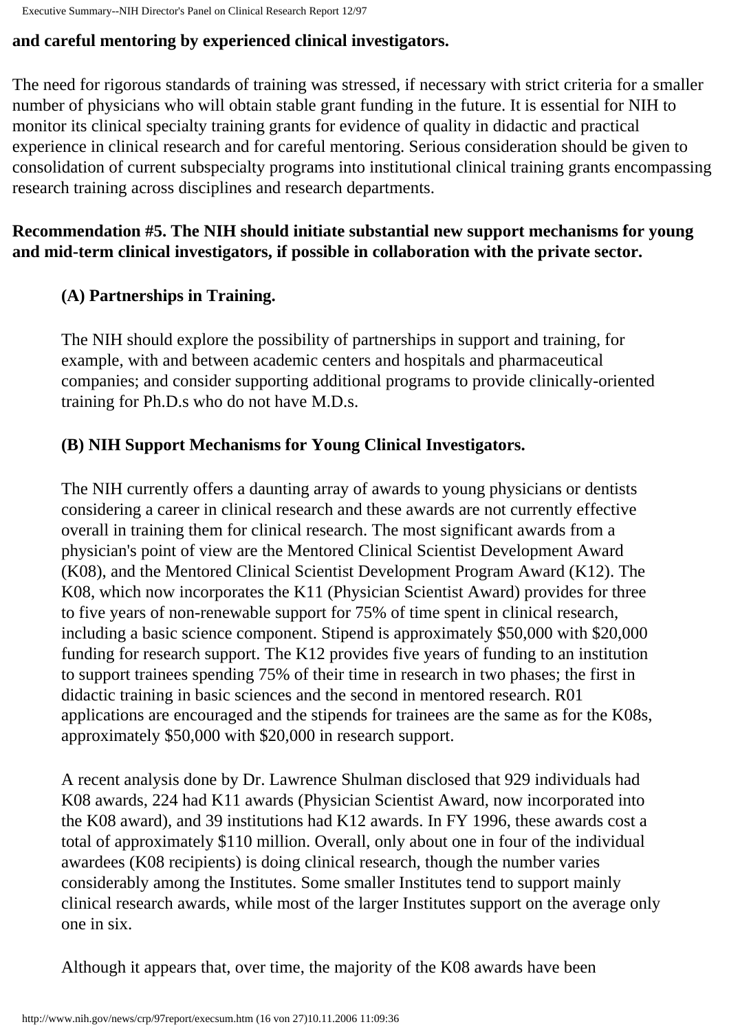**and careful mentoring by experienced clinical investigators.**

The need for rigorous standards of training was stressed, if necessary with strict criteria for a smaller number of physicians who will obtain stable grant funding in the future. It is essential for NIH to monitor its clinical specialty training grants for evidence of quality in didactic and practical experience in clinical research and for careful mentoring. Serious consideration should be given to consolidation of current subspecialty programs into institutional clinical training grants encompassing research training across disciplines and research departments.

**Recommendation #5. The NIH should initiate substantial new support mechanisms for young and mid-term clinical investigators, if possible in collaboration with the private sector.**

**(A) Partnerships in Training.**

The NIH should explore the possibility of partnerships in support and training, for example, with and between academic centers and hospitals and pharmaceutical companies; and consider supporting additional programs to provide clinically-oriented training for Ph.D.s who do not have M.D.s.

**(B) NIH Support Mechanisms for Young Clinical Investigators.**

The NIH currently offers a daunting array of awards to young physicians or dentists considering a career in clinical research and these awards are not currently effective overall in training them for clinical research. The most significant awards from a physician's point of view are the Mentored Clinical Scientist Development Award (K08), and the Mentored Clinical Scientist Development Program Award (K12). The K08, which now incorporates the K11 (Physician Scientist Award) provides for three to five years of non-renewable support for 75% of time spent in clinical research, including a basic science component. Stipend is approximately $50,000 with $20,000 funding for research support. The K12 provides five years of funding to an institution to support trainees spending 75% of their time in research in two phases; the first in didactic training in basic sciences and the second in mentored research. R01 applications are encouraged and the stipends for trainees are the same as for the K08s, approximately $50,000 with $20,000 in research support.

A recent analysis done by Dr. Lawrence Shulman disclosed that 929 individuals had K08 awards, 224 had K11 awards (Physician Scientist Award, now incorporated into the K08 award), and 39 institutions had K12 awards. In FY 1996, these awards cost a total of approximately $110 million. Overall, only about one in four of the individual awardees (K08 recipients) is doing clinical research, though the number varies considerably among the Institutes. Some smaller Institutes tend to support mainly clinical research awards, while most of the larger Institutes support on the average only one in six.

Although it appears that, over time, the majority of the K08 awards have been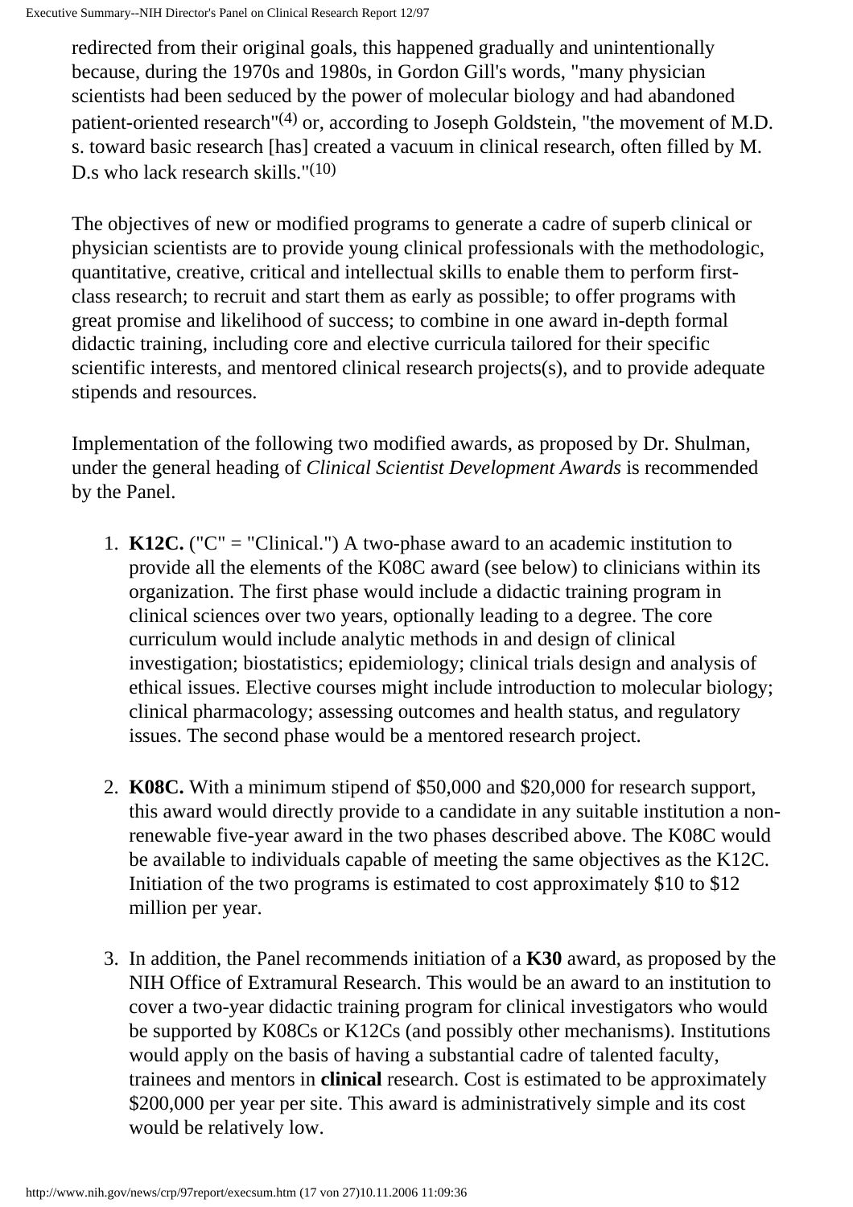redirected from their original goals, this happened gradually and unintentionally because, during the 1970s and 1980s, in Gordon Gill's words, "many physician scientists had been seduced by the power of molecular biology and had abandoned patient-oriented research"(4) or, according to Joseph Goldstein, "the movement of M.D. s. toward basic research [has] created a vacuum in clinical research, often filled by M. D.s who lack research skills."(10)

The objectives of new or modified programs to generate a cadre of superb clinical or physician scientists are to provide young clinical professionals with the methodologic, quantitative, creative, critical and intellectual skills to enable them to perform first-class research; to recruit and start them as early as possible; to offer programs with great promise and likelihood of success; to combine in one award in-depth formal didactic training, including core and elective curricula tailored for their specific scientific interests, and mentored clinical research projects(s), and to provide adequate stipends and resources.

Implementation of the following two modified awards, as proposed by Dr. Shulman, under the general heading of *Clinical Scientist Development Awards* is recommended by the Panel.

1. **K12C.** ("C" = "Clinical.") A two-phase award to an academic institution to provide all the elements of the K08C award (see below) to clinicians within its organization. The first phase would include a didactic training program in clinical sciences over two years, optionally leading to a degree. The core curriculum would include analytic methods in and design of clinical investigation; biostatistics; epidemiology; clinical trials design and analysis of ethical issues. Elective courses might include introduction to molecular biology; clinical pharmacology; assessing outcomes and health status, and regulatory issues. The second phase would be a mentored research project.

2. **K08C.** With a minimum stipend of $50,000 and $20,000 for research support, this award would directly provide to a candidate in any suitable institution a non-renewable five-year award in the two phases described above. The K08C would be available to individuals capable of meeting the same objectives as the K12C. Initiation of the two programs is estimated to cost approximately $10 to $12 million per year.

3. In addition, the Panel recommends initiation of a **K30** award, as proposed by the NIH Office of Extramural Research. This would be an award to an institution to cover a two-year didactic training program for clinical investigators who would be supported by K08Cs or K12Cs (and possibly other mechanisms). Institutions would apply on the basis of having a substantial cadre of talented faculty, trainees and mentors in **clinical** research. Cost is estimated to be approximately $200,000 per year per site. This award is administratively simple and its cost would be relatively low.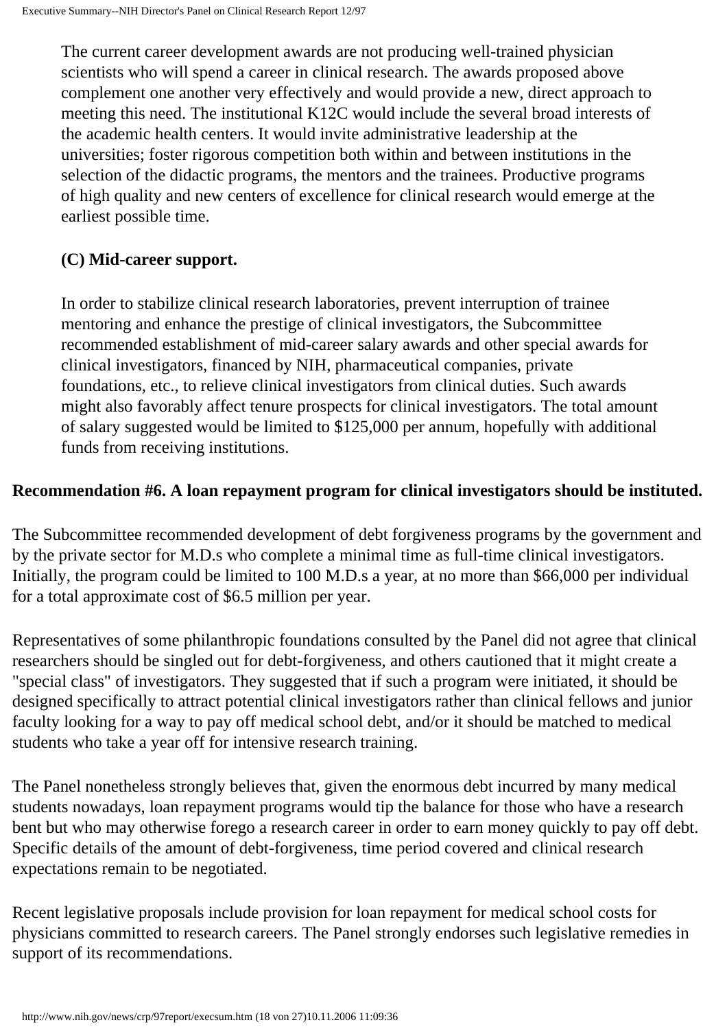The current career development awards are not producing well-trained physician scientists who will spend a career in clinical research. The awards proposed above complement one another very effectively and would provide a new, direct approach to meeting this need. The institutional K12C would include the several broad interests of the academic health centers. It would invite administrative leadership at the universities; foster rigorous competition both within and between institutions in the selection of the didactic programs, the mentors and the trainees. Productive programs of high quality and new centers of excellence for clinical research would emerge at the earliest possible time.

**(C) Mid-career support.**

In order to stabilize clinical research laboratories, prevent interruption of trainee mentoring and enhance the prestige of clinical investigators, the Subcommittee recommended establishment of mid-career salary awards and other special awards for clinical investigators, financed by NIH, pharmaceutical companies, private foundations, etc., to relieve clinical investigators from clinical duties. Such awards might also favorably affect tenure prospects for clinical investigators. The total amount of salary suggested would be limited to $125,000 per annum, hopefully with additional funds from receiving institutions.

**Recommendation #6. A loan repayment program for clinical investigators should be instituted.**

The Subcommittee recommended development of debt forgiveness programs by the government and by the private sector for M.D.s who complete a minimal time as full-time clinical investigators. Initially, the program could be limited to 100 M.D.s a year, at no more than $66,000 per individual for a total approximate cost of $6.5 million per year.

Representatives of some philanthropic foundations consulted by the Panel did not agree that clinical researchers should be singled out for debt-forgiveness, and others cautioned that it might create a "special class" of investigators. They suggested that if such a program were initiated, it should be designed specifically to attract potential clinical investigators rather than clinical fellows and junior faculty looking for a way to pay off medical school debt, and/or it should be matched to medical students who take a year off for intensive research training.

The Panel nonetheless strongly believes that, given the enormous debt incurred by many medical students nowadays, loan repayment programs would tip the balance for those who have a research bent but who may otherwise forego a research career in order to earn money quickly to pay off debt. Specific details of the amount of debt-forgiveness, time period covered and clinical research expectations remain to be negotiated.

Recent legislative proposals include provision for loan repayment for medical school costs for physicians committed to research careers. The Panel strongly endorses such legislative remedies in support of its recommendations.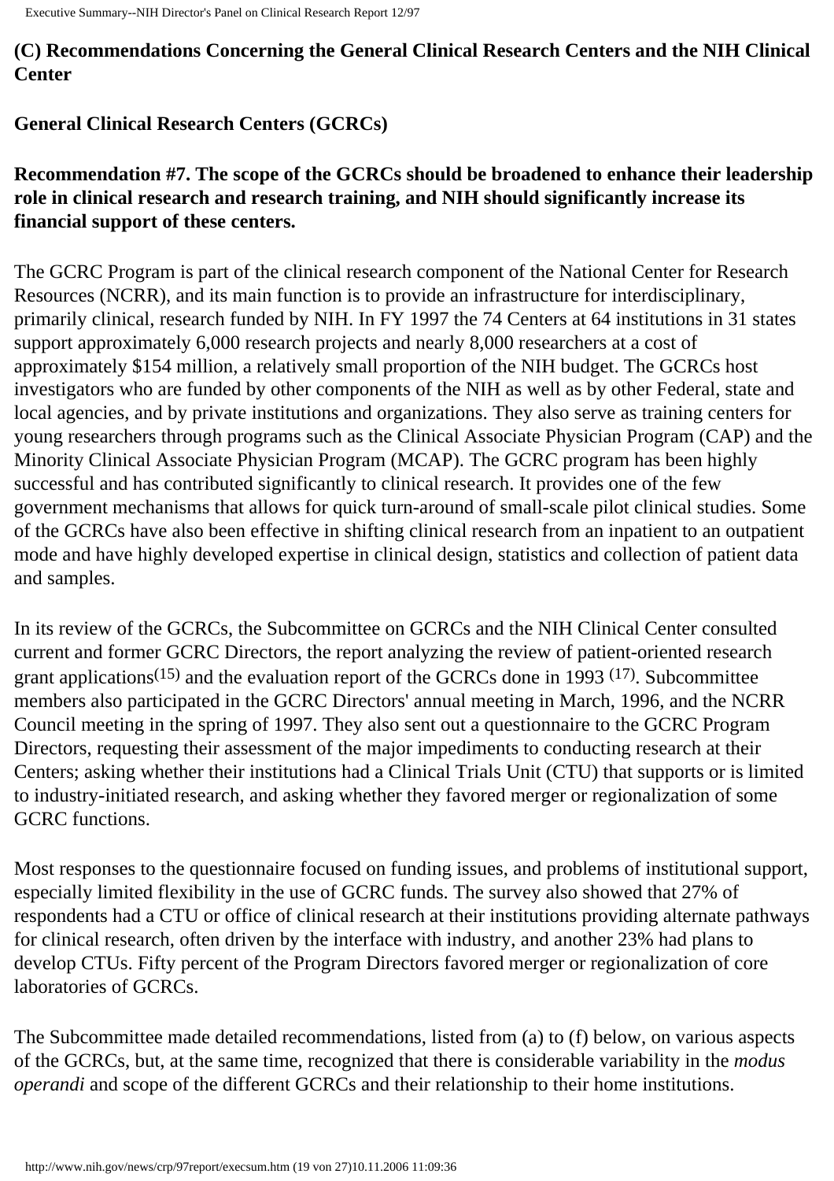**(C) Recommendations Concerning the General Clinical Research Centers and the NIH Clinical Center**

**General Clinical Research Centers (GCRCs)**

**Recommendation #7. The scope of the GCRCs should be broadened to enhance their leadership role in clinical research and research training, and NIH should significantly increase its financial support of these centers.**

The GCRC Program is part of the clinical research component of the National Center for Research Resources (NCRR), and its main function is to provide an infrastructure for interdisciplinary, primarily clinical, research funded by NIH. In FY 1997 the 74 Centers at 64 institutions in 31 states support approximately 6,000 research projects and nearly 8,000 researchers at a cost of approximately $154 million, a relatively small proportion of the NIH budget. The GCRCs host investigators who are funded by other components of the NIH as well as by other Federal, state and local agencies, and by private institutions and organizations. They also serve as training centers for young researchers through programs such as the Clinical Associate Physician Program (CAP) and the Minority Clinical Associate Physician Program (MCAP). The GCRC program has been highly successful and has contributed significantly to clinical research. It provides one of the few government mechanisms that allows for quick turn-around of small-scale pilot clinical studies. Some of the GCRCs have also been effective in shifting clinical research from an inpatient to an outpatient mode and have highly developed expertise in clinical design, statistics and collection of patient data and samples.

In its review of the GCRCs, the Subcommittee on GCRCs and the NIH Clinical Center consulted current and former GCRC Directors, the report analyzing the review of patient-oriented research grant applications[15] and the evaluation report of the GCRCs done in 1993 [17]. Subcommittee members also participated in the GCRC Directors' annual meeting in March, 1996, and the NCRR Council meeting in the spring of 1997. They also sent out a questionnaire to the GCRC Program Directors, requesting their assessment of the major impediments to conducting research at their Centers; asking whether their institutions had a Clinical Trials Unit (CTU) that supports or is limited to industry-initiated research, and asking whether they favored merger or regionalization of some GCRC functions.

Most responses to the questionnaire focused on funding issues, and problems of institutional support, especially limited flexibility in the use of GCRC funds. The survey also showed that 27% of respondents had a CTU or office of clinical research at their institutions providing alternate pathways for clinical research, often driven by the interface with industry, and another 23% had plans to develop CTUs. Fifty percent of the Program Directors favored merger or regionalization of core laboratories of GCRCs.

The Subcommittee made detailed recommendations, listed from (a) to (f) below, on various aspects of the GCRCs, but, at the same time, recognized that there is considerable variability in the *modus operandi* and scope of the different GCRCs and their relationship to their home institutions.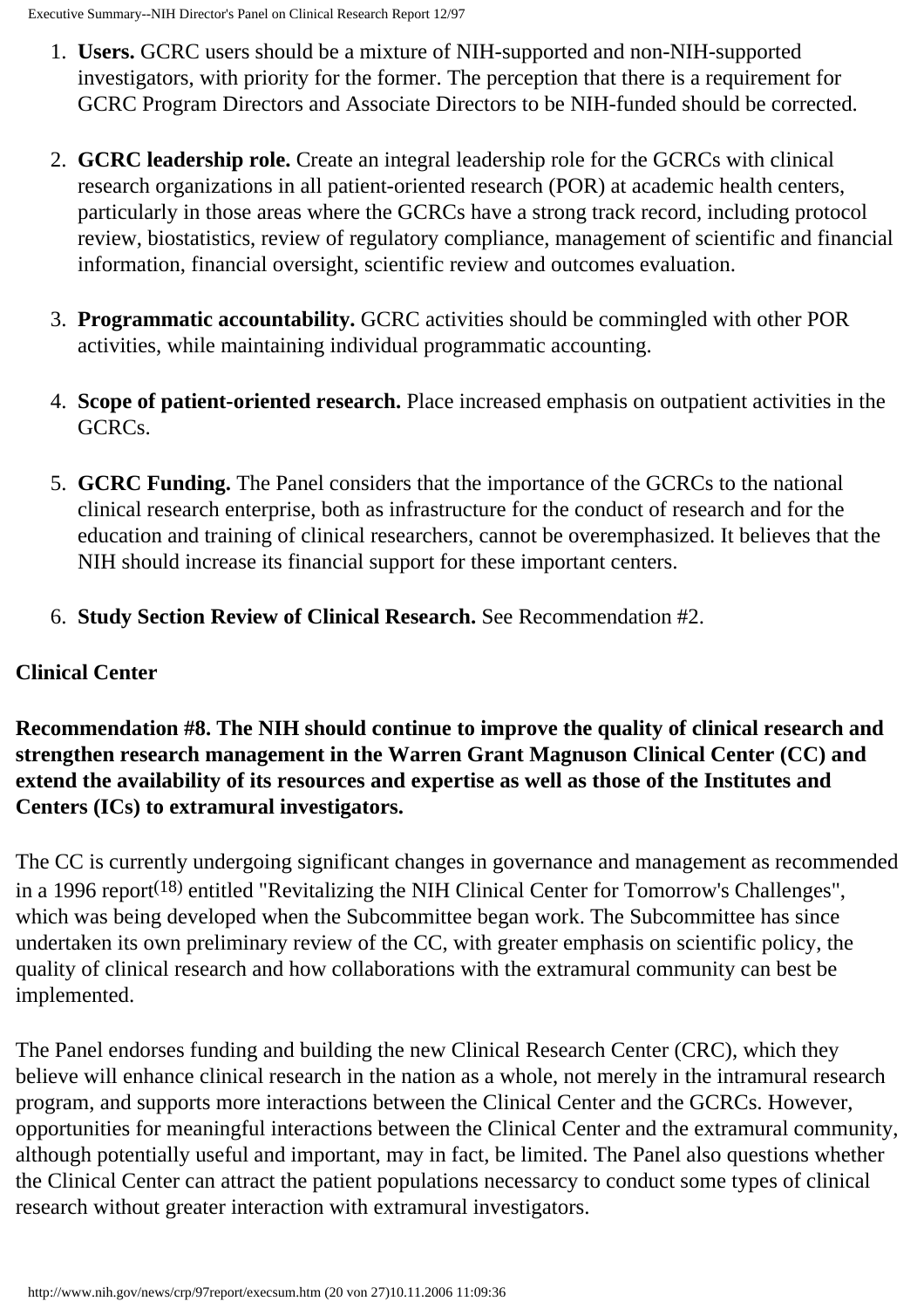1. **Users.** GCRC users should be a mixture of NIH-supported and non-NIH-supported investigators, with priority for the former. The perception that there is a requirement for GCRC Program Directors and Associate Directors to be NIH-funded should be corrected.

2. **GCRC leadership role.** Create an integral leadership role for the GCRCs with clinical research organizations in all patient-oriented research (POR) at academic health centers, particularly in those areas where the GCRCs have a strong track record, including protocol review, biostatistics, review of regulatory compliance, management of scientific and financial information, financial oversight, scientific review and outcomes evaluation.

3. **Programmatic accountability.** GCRC activities should be commingled with other POR activities, while maintaining individual programmatic accounting.

4. **Scope of patient-oriented research.** Place increased emphasis on outpatient activities in the GCRCs.

5. **GCRC Funding.** The Panel considers that the importance of the GCRCs to the national clinical research enterprise, both as infrastructure for the conduct of research and for the education and training of clinical researchers, cannot be overemphasized. It believes that the NIH should increase its financial support for these important centers.

6. **Study Section Review of Clinical Research.** See Recommendation #2.

**Clinical Center**

**Recommendation #8. The NIH should continue to improve the quality of clinical research and strengthen research management in the Warren Grant Magnuson Clinical Center (CC) and extend the availability of its resources and expertise as well as those of the Institutes and Centers (ICs) to extramural investigators.**

The CC is currently undergoing significant changes in governance and management as recommended in a 1996 report[18] entitled "Revitalizing the NIH Clinical Center for Tomorrow's Challenges", which was being developed when the Subcommittee began work. The Subcommittee has since undertaken its own preliminary review of the CC, with greater emphasis on scientific policy, the quality of clinical research and how collaborations with the extramural community can best be implemented.

The Panel endorses funding and building the new Clinical Research Center (CRC), which they believe will enhance clinical research in the nation as a whole, not merely in the intramural research program, and supports more interactions between the Clinical Center and the GCRCs. However, opportunities for meaningful interactions between the Clinical Center and the extramural community, although potentially useful and important, may in fact, be limited. The Panel also questions whether the Clinical Center can attract the patient populations necessarcy to conduct some types of clinical research without greater interaction with extramural investigators.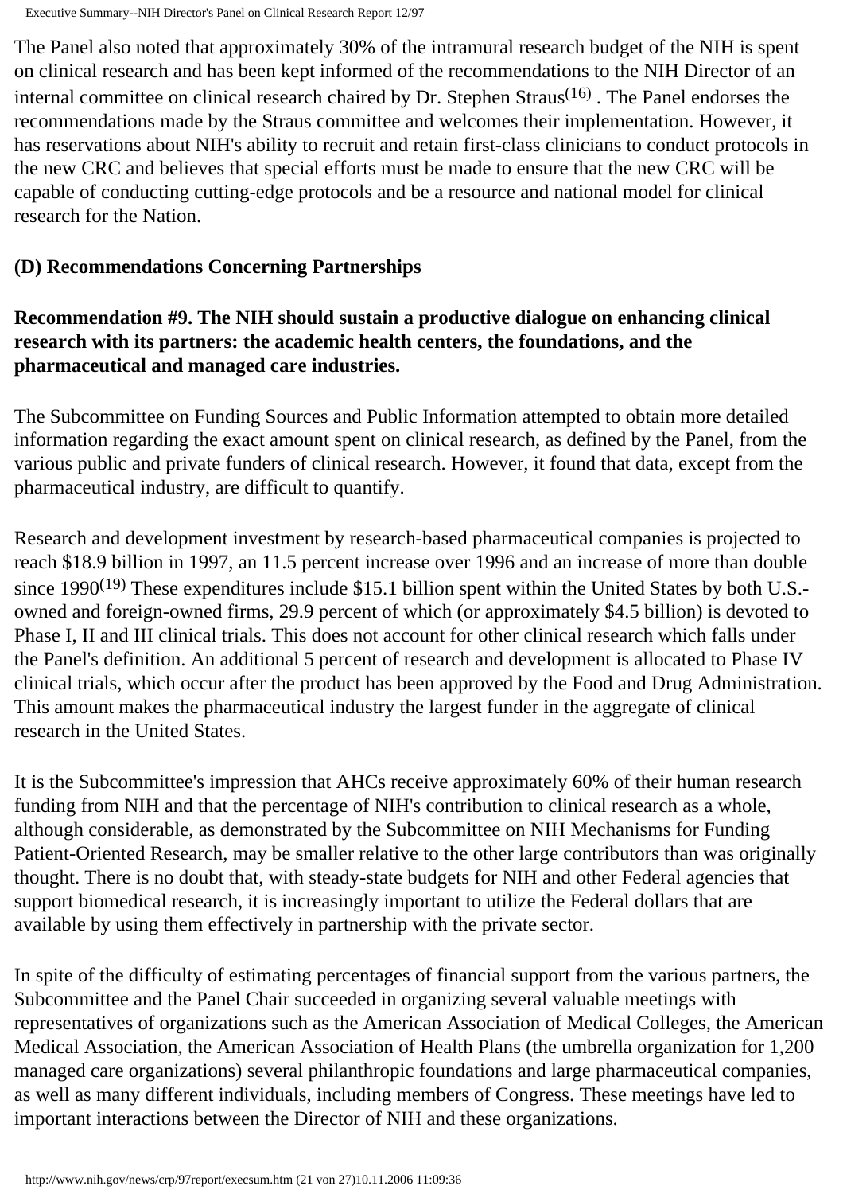The Panel also noted that approximately 30% of the intramural research budget of the NIH is spent on clinical research and has been kept informed of the recommendations to the NIH Director of an internal committee on clinical research chaired by Dr. Stephen Straus[16] . The Panel endorses the recommendations made by the Straus committee and welcomes their implementation. However, it has reservations about NIH's ability to recruit and retain first-class clinicians to conduct protocols in the new CRC and believes that special efforts must be made to ensure that the new CRC will be capable of conducting cutting-edge protocols and be a resource and national model for clinical research for the Nation.

**(D) Recommendations Concerning Partnerships**

**Recommendation #9. The NIH should sustain a productive dialogue on enhancing clinical research with its partners: the academic health centers, the foundations, and the pharmaceutical and managed care industries.**

The Subcommittee on Funding Sources and Public Information attempted to obtain more detailed information regarding the exact amount spent on clinical research, as defined by the Panel, from the various public and private funders of clinical research. However, it found that data, except from the pharmaceutical industry, are difficult to quantify.

Research and development investment by research-based pharmaceutical companies is projected to reach $18.9 billion in 1997, an 11.5 percent increase over 1996 and an increase of more than double since 1990[19] These expenditures include $15.1 billion spent within the United States by both U.S.-owned and foreign-owned firms, 29.9 percent of which (or approximately $4.5 billion) is devoted to Phase I, II and III clinical trials. This does not account for other clinical research which falls under the Panel's definition. An additional 5 percent of research and development is allocated to Phase IV clinical trials, which occur after the product has been approved by the Food and Drug Administration. This amount makes the pharmaceutical industry the largest funder in the aggregate of clinical research in the United States.

It is the Subcommittee's impression that AHCs receive approximately 60% of their human research funding from NIH and that the percentage of NIH's contribution to clinical research as a whole, although considerable, as demonstrated by the Subcommittee on NIH Mechanisms for Funding Patient-Oriented Research, may be smaller relative to the other large contributors than was originally thought. There is no doubt that, with steady-state budgets for NIH and other Federal agencies that support biomedical research, it is increasingly important to utilize the Federal dollars that are available by using them effectively in partnership with the private sector.

In spite of the difficulty of estimating percentages of financial support from the various partners, the Subcommittee and the Panel Chair succeeded in organizing several valuable meetings with representatives of organizations such as the American Association of Medical Colleges, the American Medical Association, the American Association of Health Plans (the umbrella organization for 1,200 managed care organizations) several philanthropic foundations and large pharmaceutical companies, as well as many different individuals, including members of Congress. These meetings have led to important interactions between the Director of NIH and these organizations.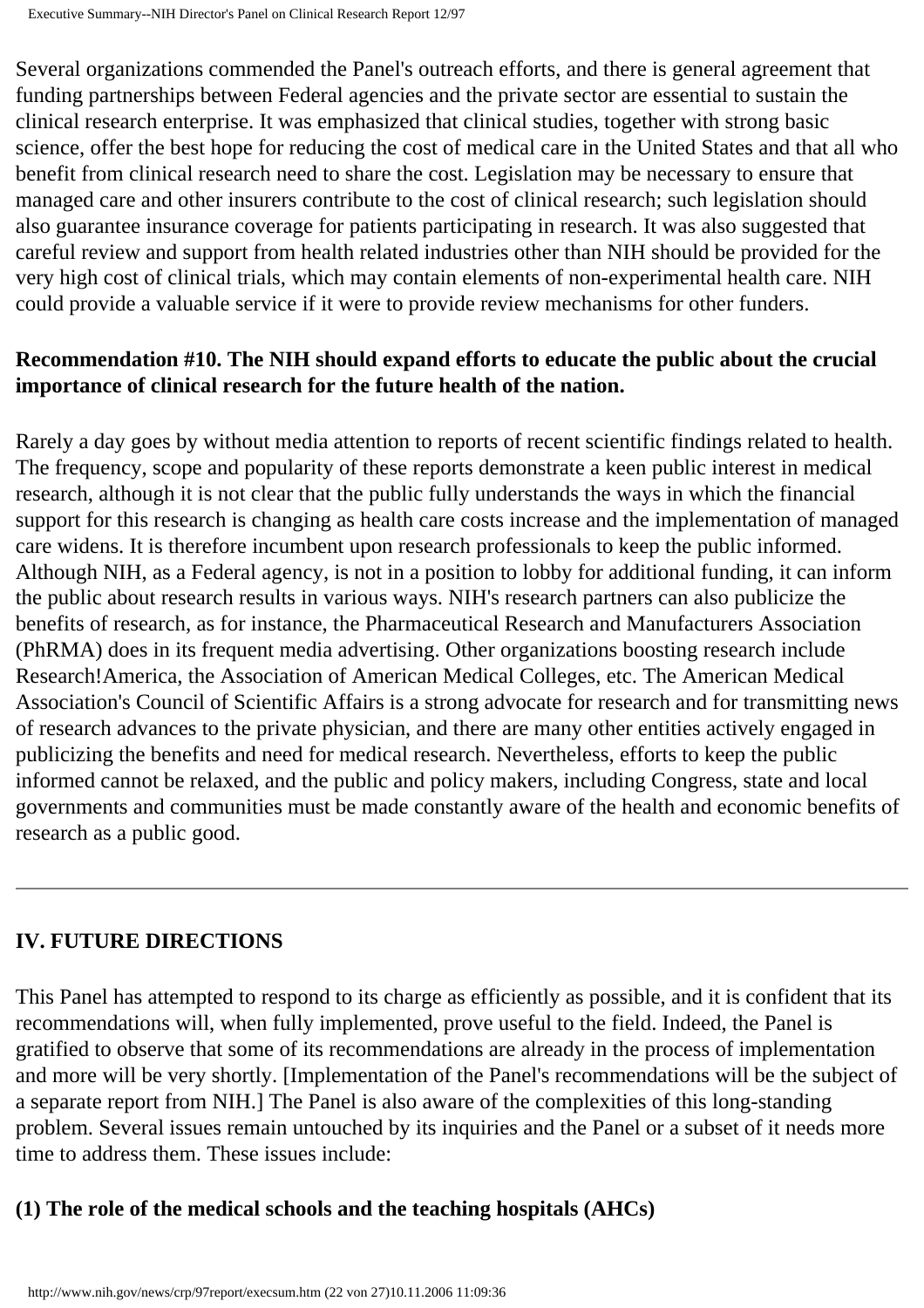Several organizations commended the Panel's outreach efforts, and there is general agreement that funding partnerships between Federal agencies and the private sector are essential to sustain the clinical research enterprise. It was emphasized that clinical studies, together with strong basic science, offer the best hope for reducing the cost of medical care in the United States and that all who benefit from clinical research need to share the cost. Legislation may be necessary to ensure that managed care and other insurers contribute to the cost of clinical research; such legislation should also guarantee insurance coverage for patients participating in research. It was also suggested that careful review and support from health related industries other than NIH should be provided for the very high cost of clinical trials, which may contain elements of non-experimental health care. NIH could provide a valuable service if it were to provide review mechanisms for other funders.

**Recommendation #10. The NIH should expand efforts to educate the public about the crucial importance of clinical research for the future health of the nation.**

Rarely a day goes by without media attention to reports of recent scientific findings related to health. The frequency, scope and popularity of these reports demonstrate a keen public interest in medical research, although it is not clear that the public fully understands the ways in which the financial support for this research is changing as health care costs increase and the implementation of managed care widens. It is therefore incumbent upon research professionals to keep the public informed. Although NIH, as a Federal agency, is not in a position to lobby for additional funding, it can inform the public about research results in various ways. NIH's research partners can also publicize the benefits of research, as for instance, the Pharmaceutical Research and Manufacturers Association (PhRMA) does in its frequent media advertising. Other organizations boosting research include Research!America, the Association of American Medical Colleges, etc. The American Medical Association's Council of Scientific Affairs is a strong advocate for research and for transmitting news of research advances to the private physician, and there are many other entities actively engaged in publicizing the benefits and need for medical research. Nevertheless, efforts to keep the public informed cannot be relaxed, and the public and policy makers, including Congress, state and local governments and communities must be made constantly aware of the health and economic benefits of research as a public good.

---

## IV. FUTURE DIRECTIONS

This Panel has attempted to respond to its charge as efficiently as possible, and it is confident that its recommendations will, when fully implemented, prove useful to the field. Indeed, the Panel is gratified to observe that some of its recommendations are already in the process of implementation and more will be very shortly. [Implementation of the Panel's recommendations will be the subject of a separate report from NIH.] The Panel is also aware of the complexities of this long-standing problem. Several issues remain untouched by its inquiries and the Panel or a subset of it needs more time to address them. These issues include:

**(1) The role of the medical schools and the teaching hospitals (AHCs)**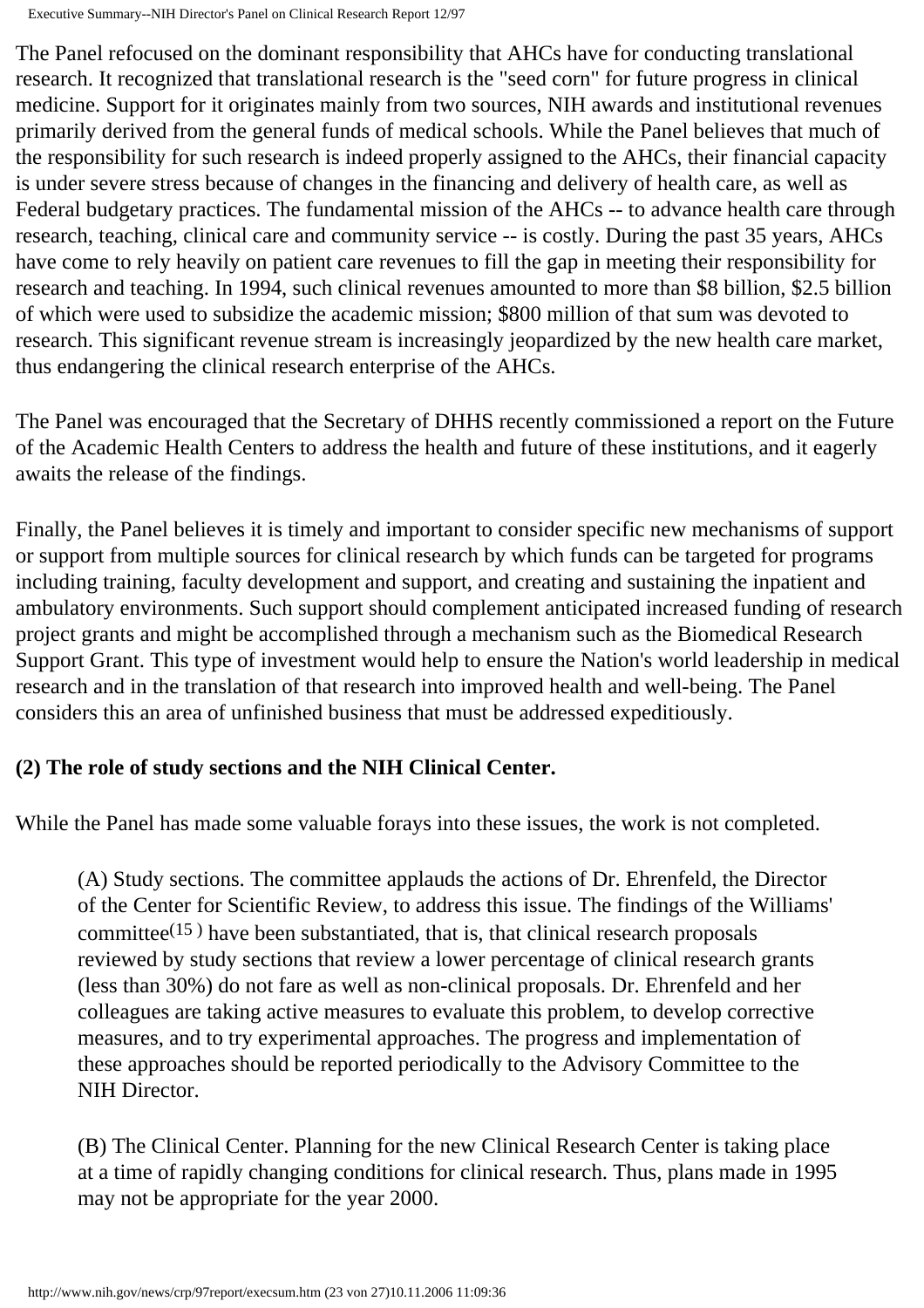The Panel refocused on the dominant responsibility that AHCs have for conducting translational research. It recognized that translational research is the "seed corn" for future progress in clinical medicine. Support for it originates mainly from two sources, NIH awards and institutional revenues primarily derived from the general funds of medical schools. While the Panel believes that much of the responsibility for such research is indeed properly assigned to the AHCs, their financial capacity is under severe stress because of changes in the financing and delivery of health care, as well as Federal budgetary practices. The fundamental mission of the AHCs -- to advance health care through research, teaching, clinical care and community service -- is costly. During the past 35 years, AHCs have come to rely heavily on patient care revenues to fill the gap in meeting their responsibility for research and teaching. In 1994, such clinical revenues amounted to more than $8 billion, $2.5 billion of which were used to subsidize the academic mission; $800 million of that sum was devoted to research. This significant revenue stream is increasingly jeopardized by the new health care market, thus endangering the clinical research enterprise of the AHCs.

The Panel was encouraged that the Secretary of DHHS recently commissioned a report on the Future of the Academic Health Centers to address the health and future of these institutions, and it eagerly awaits the release of the findings.

Finally, the Panel believes it is timely and important to consider specific new mechanisms of support or support from multiple sources for clinical research by which funds can be targeted for programs including training, faculty development and support, and creating and sustaining the inpatient and ambulatory environments. Such support should complement anticipated increased funding of research project grants and might be accomplished through a mechanism such as the Biomedical Research Support Grant. This type of investment would help to ensure the Nation's world leadership in medical research and in the translation of that research into improved health and well-being. The Panel considers this an area of unfinished business that must be addressed expeditiously.

**(2) The role of study sections and the NIH Clinical Center.**

While the Panel has made some valuable forays into these issues, the work is not completed.

> (A) Study sections. The committee applauds the actions of Dr. Ehrenfeld, the Director of the Center for Scientific Review, to address this issue. The findings of the Williams' committee[15] have been substantiated, that is, that clinical research proposals reviewed by study sections that review a lower percentage of clinical research grants (less than 30%) do not fare as well as non-clinical proposals. Dr. Ehrenfeld and her colleagues are taking active measures to evaluate this problem, to develop corrective measures, and to try experimental approaches. The progress and implementation of these approaches should be reported periodically to the Advisory Committee to the NIH Director.
>
> (B) The Clinical Center. Planning for the new Clinical Research Center is taking place at a time of rapidly changing conditions for clinical research. Thus, plans made in 1995 may not be appropriate for the year 2000.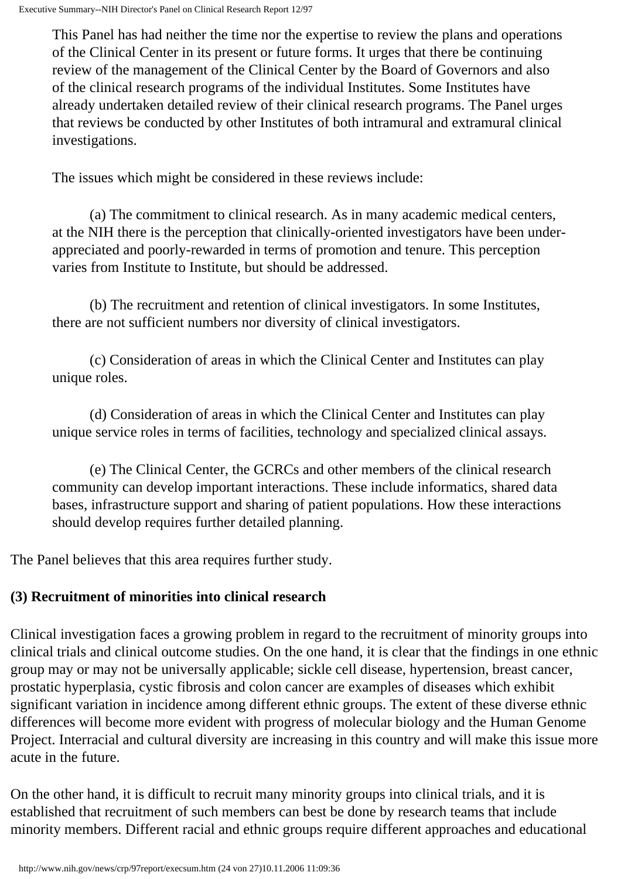This Panel has had neither the time nor the expertise to review the plans and operations of the Clinical Center in its present or future forms. It urges that there be continuing review of the management of the Clinical Center by the Board of Governors and also of the clinical research programs of the individual Institutes. Some Institutes have already undertaken detailed review of their clinical research programs. The Panel urges that reviews be conducted by other Institutes of both intramural and extramural clinical investigations.

The issues which might be considered in these reviews include:

(a) The commitment to clinical research. As in many academic medical centers, at the NIH there is the perception that clinically-oriented investigators have been under-appreciated and poorly-rewarded in terms of promotion and tenure. This perception varies from Institute to Institute, but should be addressed.

(b) The recruitment and retention of clinical investigators. In some Institutes, there are not sufficient numbers nor diversity of clinical investigators.

(c) Consideration of areas in which the Clinical Center and Institutes can play unique roles.

(d) Consideration of areas in which the Clinical Center and Institutes can play unique service roles in terms of facilities, technology and specialized clinical assays.

(e) The Clinical Center, the GCRCs and other members of the clinical research community can develop important interactions. These include informatics, shared data bases, infrastructure support and sharing of patient populations. How these interactions should develop requires further detailed planning.

The Panel believes that this area requires further study.

**(3) Recruitment of minorities into clinical research**

Clinical investigation faces a growing problem in regard to the recruitment of minority groups into clinical trials and clinical outcome studies. On the one hand, it is clear that the findings in one ethnic group may or may not be universally applicable; sickle cell disease, hypertension, breast cancer, prostatic hyperplasia, cystic fibrosis and colon cancer are examples of diseases which exhibit significant variation in incidence among different ethnic groups. The extent of these diverse ethnic differences will become more evident with progress of molecular biology and the Human Genome Project. Interracial and cultural diversity are increasing in this country and will make this issue more acute in the future.

On the other hand, it is difficult to recruit many minority groups into clinical trials, and it is established that recruitment of such members can best be done by research teams that include minority members. Different racial and ethnic groups require different approaches and educational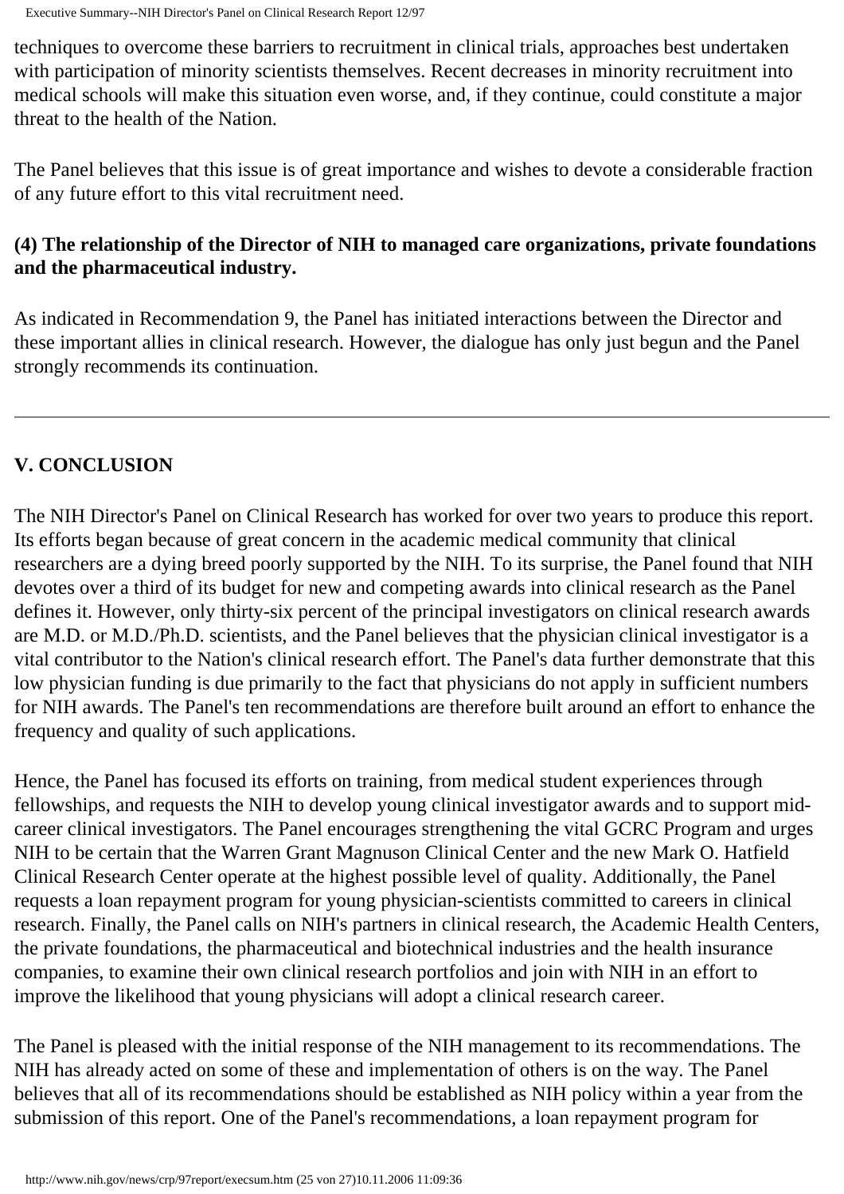techniques to overcome these barriers to recruitment in clinical trials, approaches best undertaken with participation of minority scientists themselves. Recent decreases in minority recruitment into medical schools will make this situation even worse, and, if they continue, could constitute a major threat to the health of the Nation.

The Panel believes that this issue is of great importance and wishes to devote a considerable fraction of any future effort to this vital recruitment need.

**(4) The relationship of the Director of NIH to managed care organizations, private foundations and the pharmaceutical industry.**

As indicated in Recommendation 9, the Panel has initiated interactions between the Director and these important allies in clinical research. However, the dialogue has only just begun and the Panel strongly recommends its continuation.

---

## V. CONCLUSION

The NIH Director's Panel on Clinical Research has worked for over two years to produce this report. Its efforts began because of great concern in the academic medical community that clinical researchers are a dying breed poorly supported by the NIH. To its surprise, the Panel found that NIH devotes over a third of its budget for new and competing awards into clinical research as the Panel defines it. However, only thirty-six percent of the principal investigators on clinical research awards are M.D. or M.D./Ph.D. scientists, and the Panel believes that the physician clinical investigator is a vital contributor to the Nation's clinical research effort. The Panel's data further demonstrate that this low physician funding is due primarily to the fact that physicians do not apply in sufficient numbers for NIH awards. The Panel's ten recommendations are therefore built around an effort to enhance the frequency and quality of such applications.

Hence, the Panel has focused its efforts on training, from medical student experiences through fellowships, and requests the NIH to develop young clinical investigator awards and to support mid-career clinical investigators. The Panel encourages strengthening the vital GCRC Program and urges NIH to be certain that the Warren Grant Magnuson Clinical Center and the new Mark O. Hatfield Clinical Research Center operate at the highest possible level of quality. Additionally, the Panel requests a loan repayment program for young physician-scientists committed to careers in clinical research. Finally, the Panel calls on NIH's partners in clinical research, the Academic Health Centers, the private foundations, the pharmaceutical and biotechnical industries and the health insurance companies, to examine their own clinical research portfolios and join with NIH in an effort to improve the likelihood that young physicians will adopt a clinical research career.

The Panel is pleased with the initial response of the NIH management to its recommendations. The NIH has already acted on some of these and implementation of others is on the way. The Panel believes that all of its recommendations should be established as NIH policy within a year from the submission of this report. One of the Panel's recommendations, a loan repayment program for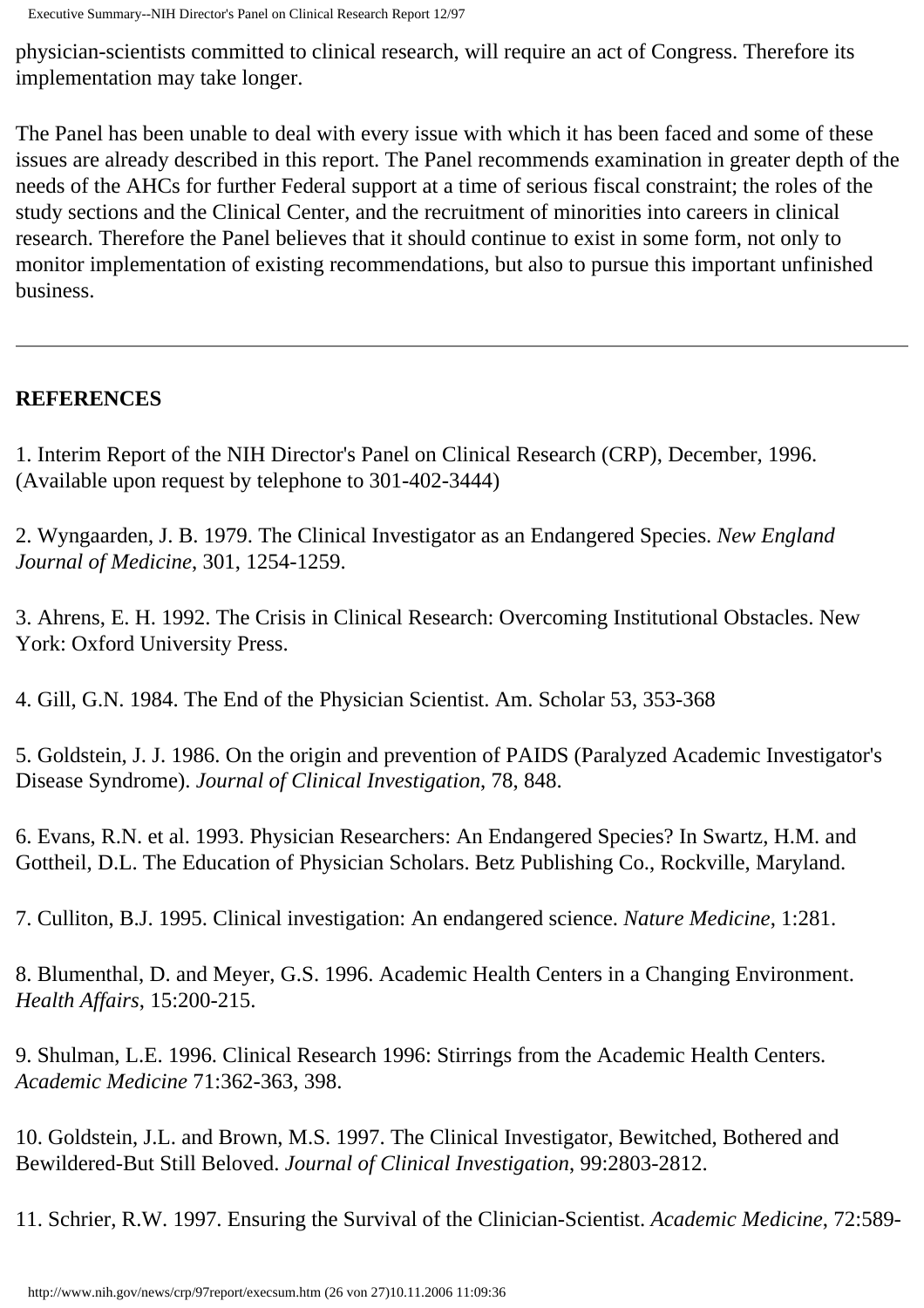physician-scientists committed to clinical research, will require an act of Congress. Therefore its implementation may take longer.

The Panel has been unable to deal with every issue with which it has been faced and some of these issues are already described in this report. The Panel recommends examination in greater depth of the needs of the AHCs for further Federal support at a time of serious fiscal constraint; the roles of the study sections and the Clinical Center, and the recruitment of minorities into careers in clinical research. Therefore the Panel believes that it should continue to exist in some form, not only to monitor implementation of existing recommendations, but also to pursue this important unfinished business.

---

**REFERENCES**

1. Interim Report of the NIH Director's Panel on Clinical Research (CRP), December, 1996. (Available upon request by telephone to 301-402-3444)

2. Wyngaarden, J. B. 1979. The Clinical Investigator as an Endangered Species. *New England Journal of Medicine*, 301, 1254-1259.

3. Ahrens, E. H. 1992. The Crisis in Clinical Research: Overcoming Institutional Obstacles. New York: Oxford University Press.

4. Gill, G.N. 1984. The End of the Physician Scientist. Am. Scholar 53, 353-368

5. Goldstein, J. J. 1986. On the origin and prevention of PAIDS (Paralyzed Academic Investigator's Disease Syndrome). *Journal of Clinical Investigation*, 78, 848.

6. Evans, R.N. et al. 1993. Physician Researchers: An Endangered Species? In Swartz, H.M. and Gottheil, D.L. The Education of Physician Scholars. Betz Publishing Co., Rockville, Maryland.

7. Culliton, B.J. 1995. Clinical investigation: An endangered science. *Nature Medicine*, 1:281.

8. Blumenthal, D. and Meyer, G.S. 1996. Academic Health Centers in a Changing Environment. *Health Affairs*, 15:200-215.

9. Shulman, L.E. 1996. Clinical Research 1996: Stirrings from the Academic Health Centers. *Academic Medicine* 71:362-363, 398.

10. Goldstein, J.L. and Brown, M.S. 1997. The Clinical Investigator, Bewitched, Bothered and Bewildered-But Still Beloved. *Journal of Clinical Investigation*, 99:2803-2812.

11. Schrier, R.W. 1997. Ensuring the Survival of the Clinician-Scientist. *Academic Medicine*, 72:589-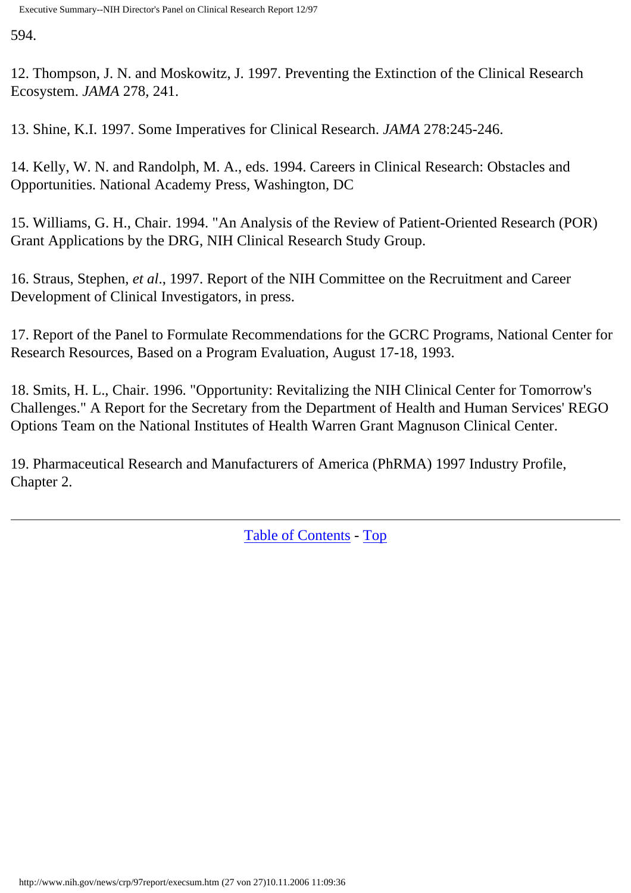594.

12. Thompson, J. N. and Moskowitz, J. 1997. Preventing the Extinction of the Clinical Research Ecosystem. *JAMA* 278, 241.

13. Shine, K.I. 1997. Some Imperatives for Clinical Research. *JAMA* 278:245-246.

14. Kelly, W. N. and Randolph, M. A., eds. 1994. Careers in Clinical Research: Obstacles and Opportunities. National Academy Press, Washington, DC

15. Williams, G. H., Chair. 1994. "An Analysis of the Review of Patient-Oriented Research (POR) Grant Applications by the DRG, NIH Clinical Research Study Group.

16. Straus, Stephen, *et al*., 1997. Report of the NIH Committee on the Recruitment and Career Development of Clinical Investigators, in press.

17. Report of the Panel to Formulate Recommendations for the GCRC Programs, National Center for Research Resources, Based on a Program Evaluation, August 17-18, 1993.

18. Smits, H. L., Chair. 1996. "Opportunity: Revitalizing the NIH Clinical Center for Tomorrow's Challenges." A Report for the Secretary from the Department of Health and Human Services' REGO Options Team on the National Institutes of Health Warren Grant Magnuson Clinical Center.

19. Pharmaceutical Research and Manufacturers of America (PhRMA) 1997 Industry Profile, Chapter 2.

---

Table of Contents - Top